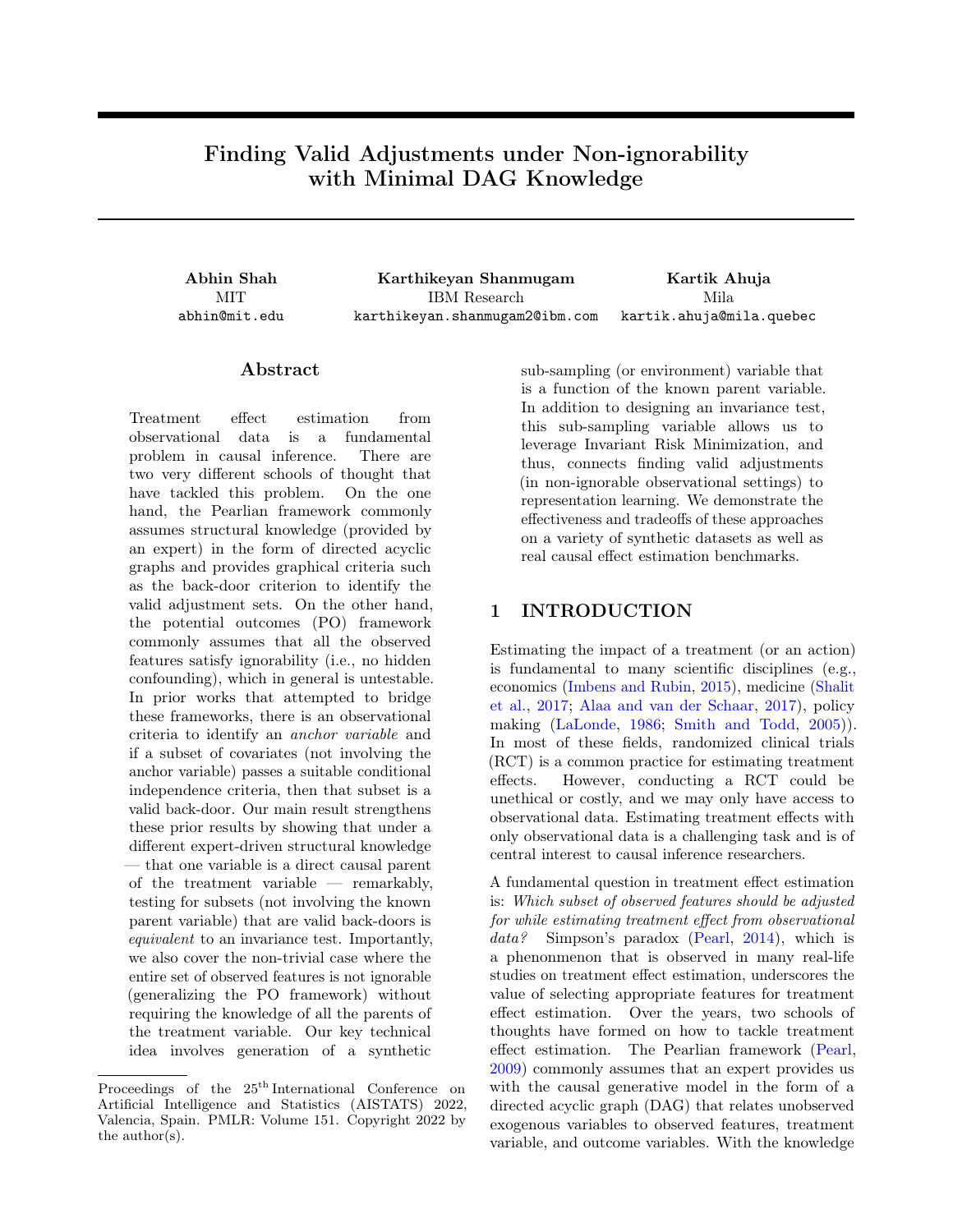# Finding Valid Adjustments under Non-ignorability with Minimal DAG Knowledge

**Abhin Shah**
MIT
abhin@mit.edu

**Karthikeyan Shanmugam**
IBM Research
karthikeyan.shanmugam2@ibm.com

**Kartik Ahuja**
Mila
kartik.ahuja@mila.quebec

## Abstract

Treatment effect estimation from observational data is a fundamental problem in causal inference. There are two very different schools of thought that have tackled this problem. On the one hand, the Pearlian framework commonly assumes structural knowledge (provided by an expert) in the form of directed acyclic graphs and provides graphical criteria such as the back-door criterion to identify the valid adjustment sets. On the other hand, the potential outcomes (PO) framework commonly assumes that all the observed features satisfy ignorability (i.e., no hidden confounding), which in general is untestable. In prior works that attempted to bridge these frameworks, there is an observational criteria to identify an *anchor variable* and if a subset of covariates (not involving the anchor variable) passes a suitable conditional independence criteria, then that subset is a valid back-door. Our main result strengthens these prior results by showing that under a different expert-driven structural knowledge — that one variable is a direct causal parent of the treatment variable — remarkably, testing for subsets (not involving the known parent variable) that are valid back-doors is *equivalent* to an invariance test. Importantly, we also cover the non-trivial case where the entire set of observed features is not ignorable (generalizing the PO framework) without requiring the knowledge of all the parents of the treatment variable. Our key technical idea involves generation of a synthetic sub-sampling (or environment) variable that is a function of the known parent variable. In addition to designing an invariance test, this sub-sampling variable allows us to leverage Invariant Risk Minimization, and thus, connects finding valid adjustments (in non-ignorable observational settings) to representation learning. We demonstrate the effectiveness and tradeoffs of these approaches on a variety of synthetic datasets as well as real causal effect estimation benchmarks.

## 1 INTRODUCTION

Estimating the impact of a treatment (or an action) is fundamental to many scientific disciplines (e.g., economics (Imbens and Rubin, 2015), medicine (Shalit et al., 2017; Alaa and van der Schaar, 2017), policy making (LaLonde, 1986; Smith and Todd, 2005)). In most of these fields, randomized clinical trials (RCT) is a common practice for estimating treatment effects. However, conducting a RCT could be unethical or costly, and we may only have access to observational data. Estimating treatment effects with only observational data is a challenging task and is of central interest to causal inference researchers.

A fundamental question in treatment effect estimation is: *Which subset of observed features should be adjusted for while estimating treatment effect from observational data?* Simpson's paradox (Pearl, 2014), which is a phenonmenon that is observed in many real-life studies on treatment effect estimation, underscores the value of selecting appropriate features for treatment effect estimation. Over the years, two schools of thoughts have formed on how to tackle treatment effect estimation. The Pearlian framework (Pearl, 2009) commonly assumes that an expert provides us with the causal generative model in the form of a directed acyclic graph (DAG) that relates unobserved exogenous variables to observed features, treatment variable, and outcome variables. With the knowledge

---

Proceedings of the 25[th] International Conference on Artificial Intelligence and Statistics (AISTATS) 2022, Valencia, Spain. PMLR: Volume 151. Copyright 2022 by the author(s).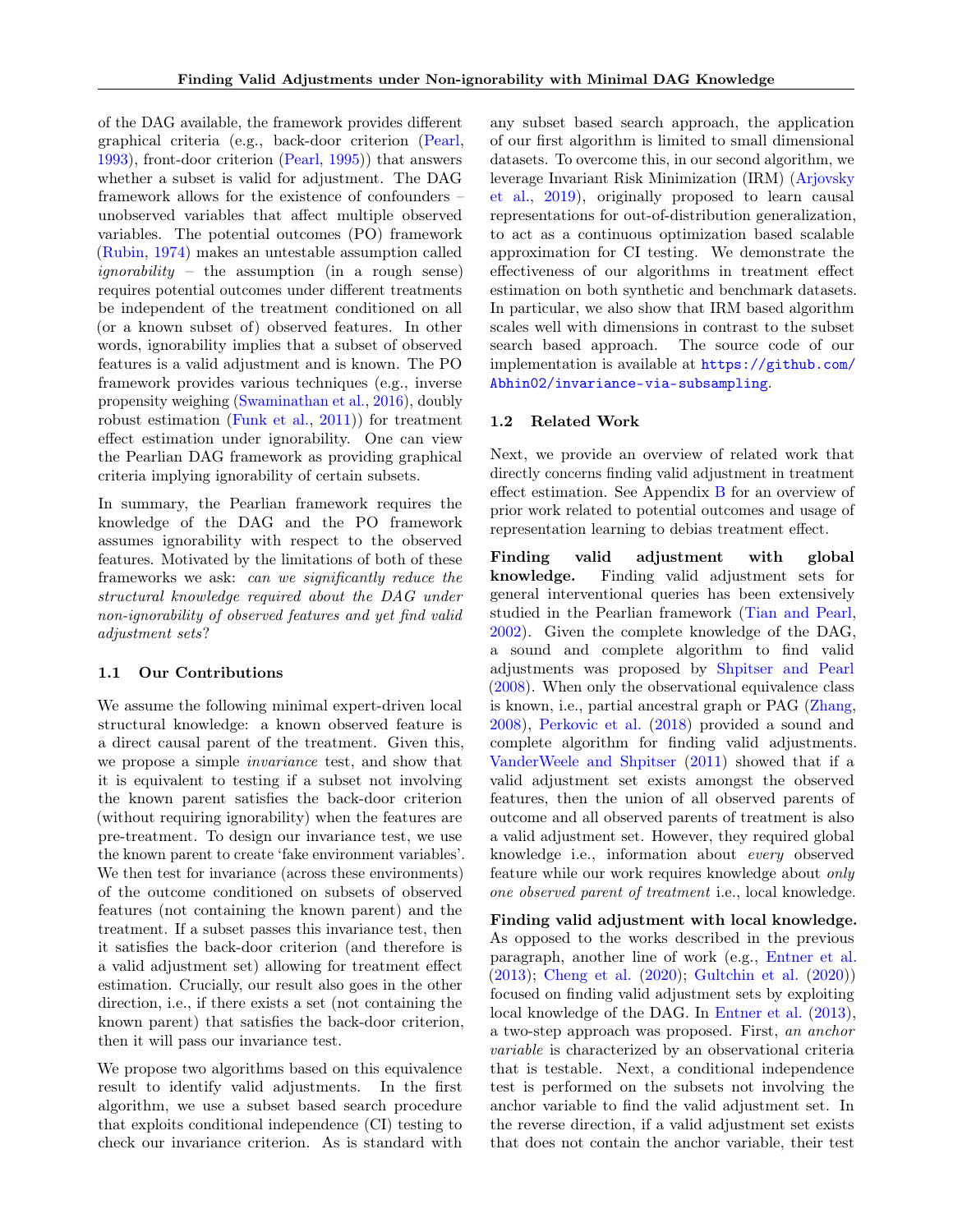of the DAG available, the framework provides different graphical criteria (e.g., back-door criterion (Pearl, 1993), front-door criterion (Pearl, 1995)) that answers whether a subset is valid for adjustment. The DAG framework allows for the existence of confounders – unobserved variables that affect multiple observed variables. The potential outcomes (PO) framework (Rubin, 1974) makes an untestable assumption called *ignorability* – the assumption (in a rough sense) requires potential outcomes under different treatments be independent of the treatment conditioned on all (or a known subset of) observed features. In other words, ignorability implies that a subset of observed features is a valid adjustment and is known. The PO framework provides various techniques (e.g., inverse propensity weighing (Swaminathan et al., 2016), doubly robust estimation (Funk et al., 2011)) for treatment effect estimation under ignorability. One can view the Pearlian DAG framework as providing graphical criteria implying ignorability of certain subsets.

In summary, the Pearlian framework requires the knowledge of the DAG and the PO framework assumes ignorability with respect to the observed features. Motivated by the limitations of both of these frameworks we ask: *can we significantly reduce the structural knowledge required about the DAG under non-ignorability of observed features and yet find valid adjustment sets?*

## 1.1 Our Contributions

We assume the following minimal expert-driven local structural knowledge: a known observed feature is a direct causal parent of the treatment. Given this, we propose a simple *invariance* test, and show that it is equivalent to testing if a subset not involving the known parent satisfies the back-door criterion (without requiring ignorability) when the features are pre-treatment. To design our invariance test, we use the known parent to create 'fake environment variables'. We then test for invariance (across these environments) of the outcome conditioned on subsets of observed features (not containing the known parent) and the treatment. If a subset passes this invariance test, then it satisfies the back-door criterion (and therefore is a valid adjustment set) allowing for treatment effect estimation. Crucially, our result also goes in the other direction, i.e., if there exists a set (not containing the known parent) that satisfies the back-door criterion, then it will pass our invariance test.

We propose two algorithms based on this equivalence result to identify valid adjustments. In the first algorithm, we use a subset based search procedure that exploits conditional independence (CI) testing to check our invariance criterion. As is standard with any subset based search approach, the application of our first algorithm is limited to small dimensional datasets. To overcome this, in our second algorithm, we leverage Invariant Risk Minimization (IRM) (Arjovsky et al., 2019), originally proposed to learn causal representations for out-of-distribution generalization, to act as a continuous optimization based scalable approximation for CI testing. We demonstrate the effectiveness of our algorithms in treatment effect estimation on both synthetic and benchmark datasets. In particular, we also show that IRM based algorithm scales well with dimensions in contrast to the subset search based approach. The source code of our implementation is available at https://github.com/Abhin02/invariance-via-subsampling.

## 1.2 Related Work

Next, we provide an overview of related work that directly concerns finding valid adjustment in treatment effect estimation. See Appendix B for an overview of prior work related to potential outcomes and usage of representation learning to debias treatment effect.

**Finding valid adjustment with global knowledge.** Finding valid adjustment sets for general interventional queries has been extensively studied in the Pearlian framework (Tian and Pearl, 2002). Given the complete knowledge of the DAG, a sound and complete algorithm to find valid adjustments was proposed by Shpitser and Pearl (2008). When only the observational equivalence class is known, i.e., partial ancestral graph or PAG (Zhang, 2008), Perkovic et al. (2018) provided a sound and complete algorithm for finding valid adjustments. VanderWeele and Shpitser (2011) showed that if a valid adjustment set exists amongst the observed features, then the union of all observed parents of outcome and all observed parents of treatment is also a valid adjustment set. However, they required global knowledge i.e., information about *every* observed feature while our work requires knowledge about *only one observed parent of treatment* i.e., local knowledge.

**Finding valid adjustment with local knowledge.** As opposed to the works described in the previous paragraph, another line of work (e.g., Entner et al. (2013); Cheng et al. (2020); Gultchin et al. (2020)) focused on finding valid adjustment sets by exploiting local knowledge of the DAG. In Entner et al. (2013), a two-step approach was proposed. First, *an anchor variable* is characterized by an observational criteria that is testable. Next, a conditional independence test is performed on the subsets not involving the anchor variable to find the valid adjustment set. In the reverse direction, if a valid adjustment set exists that does not contain the anchor variable, their test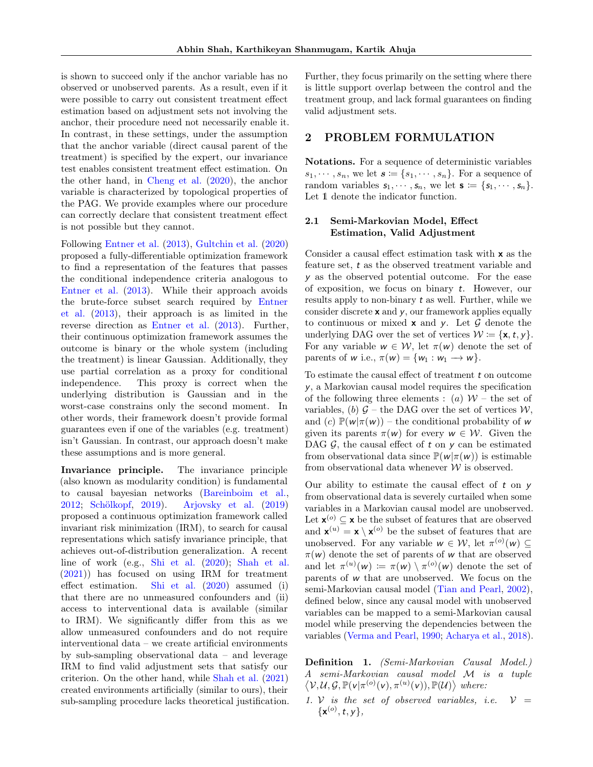is shown to succeed only if the anchor variable has no observed or unobserved parents. As a result, even if it were possible to carry out consistent treatment effect estimation based on adjustment sets not involving the anchor, their procedure need not necessarily enable it. In contrast, in these settings, under the assumption that the anchor variable (direct causal parent of the treatment) is specified by the expert, our invariance test enables consistent treatment effect estimation. On the other hand, in Cheng et al. (2020), the anchor variable is characterized by topological properties of the PAG. We provide examples where our procedure can correctly declare that consistent treatment effect is not possible but they cannot.

Following Entner et al. (2013), Gultchin et al. (2020) proposed a fully-differentiable optimization framework to find a representation of the features that passes the conditional independence criteria analogous to Entner et al. (2013). While their approach avoids the brute-force subset search required by Entner et al. (2013), their approach is as limited in the reverse direction as Entner et al. (2013). Further, their continuous optimization framework assumes the outcome is binary or the whole system (including the treatment) is linear Gaussian. Additionally, they use partial correlation as a proxy for conditional independence. This proxy is correct when the underlying distribution is Gaussian and in the worst-case constrains only the second moment. In other words, their framework doesn't provide formal guarantees even if one of the variables (e.g. treatment) isn't Gaussian. In contrast, our approach doesn't make these assumptions and is more general.

**Invariance principle.** The invariance principle (also known as modularity condition) is fundamental to causal bayesian networks (Bareinboim et al., 2012; Schölkopf, 2019). Arjovsky et al. (2019) proposed a continuous optimization framework called invariant risk minimization (IRM), to search for causal representations which satisfy invariance principle, that achieves out-of-distribution generalization. A recent line of work (e.g., Shi et al. (2020); Shah et al. (2021)) has focused on using IRM for treatment effect estimation. Shi et al. (2020) assumed (i) that there are no unmeasured confounders and (ii) access to interventional data is available (similar to IRM). We significantly differ from this as we allow unmeasured confounders and do not require interventional data – we create artificial environments by sub-sampling observational data – and leverage IRM to find valid adjustment sets that satisfy our criterion. On the other hand, while Shah et al. (2021) created environments artificially (similar to ours), their sub-sampling procedure lacks theoretical justification. Further, they focus primarily on the setting where there is little support overlap between the control and the treatment group, and lack formal guarantees on finding valid adjustment sets.

## 2 PROBLEM FORMULATION

**Notations.** For a sequence of deterministic variables $s_1, \cdots, s_n$, we let $\boldsymbol{s} := \{s_1, \cdots, s_n\}$. For a sequence of random variables $\mathsf{s}_1, \cdots, \mathsf{s}_n$, we let $\mathbf{s} := \{\mathsf{s}_1, \cdots, \mathsf{s}_n\}$. Let $\mathbb{1}$ denote the indicator function.

### 2.1 Semi-Markovian Model, Effect Estimation, Valid Adjustment

Consider a causal effect estimation task with $\mathbf{x}$ as the feature set, $\mathsf{t}$ as the observed treatment variable and $\mathsf{y}$ as the observed potential outcome. For the ease of exposition, we focus on binary $\mathsf{t}$. However, our results apply to non-binary $\mathsf{t}$ as well. Further, while we consider discrete $\mathbf{x}$ and $\mathsf{y}$, our framework applies equally to continuous or mixed $\mathbf{x}$ and $\mathsf{y}$. Let $\mathcal{G}$ denote the underlying DAG over the set of vertices $\mathcal{W} := \{\mathbf{x}, \mathsf{t}, \mathsf{y}\}$. For any variable $\mathsf{w} \in \mathcal{W}$, let $\pi(\mathsf{w})$ denote the set of parents of $\mathsf{w}$ i.e., $\pi(\mathsf{w}) = \{\mathsf{w}_1 : \mathsf{w}_1 \longrightarrow \mathsf{w}\}$.

To estimate the causal effect of treatment $\mathsf{t}$ on outcome $\mathsf{y}$, a Markovian causal model requires the specification of the following three elements : (*a*) $\mathcal{W}$ – the set of variables, (*b*) $\mathcal{G}$ – the DAG over the set of vertices $\mathcal{W}$, and (*c*) $\mathbb{P}(\mathsf{w}|\pi(\mathsf{w}))$ – the conditional probability of $\mathsf{w}$ given its parents $\pi(\mathsf{w})$ for every $\mathsf{w} \in \mathcal{W}$. Given the DAG $\mathcal{G}$, the causal effect of $\mathsf{t}$ on $\mathsf{y}$ can be estimated from observational data since $\mathbb{P}(\mathsf{w}|\pi(\mathsf{w}))$ is estimable from observational data whenever $\mathcal{W}$ is observed.

Our ability to estimate the causal effect of $\mathsf{t}$ on $\mathsf{y}$ from observational data is severely curtailed when some variables in a Markovian causal model are unobserved. Let $\mathbf{x}^{(o)} \subseteq \mathbf{x}$ be the subset of features that are observed and $\mathbf{x}^{(u)} = \mathbf{x} \setminus \mathbf{x}^{(o)}$ be the subset of features that are unobserved. For any variable $\mathsf{w} \in \mathcal{W}$, let $\pi^{(o)}(\mathsf{w}) \subseteq \pi(\mathsf{w})$ denote the set of parents of $\mathsf{w}$ that are observed and let $\pi^{(u)}(\mathsf{w}) := \pi(\mathsf{w}) \setminus \pi^{(o)}(\mathsf{w})$ denote the set of parents of $\mathsf{w}$ that are unobserved. We focus on the semi-Markovian causal model (Tian and Pearl, 2002), defined below, since any causal model with unobserved variables can be mapped to a semi-Markovian causal model while preserving the dependencies between the variables (Verma and Pearl, 1990; Acharya et al., 2018).

**Definition 1.** *(Semi-Markovian Causal Model.) A semi-Markovian causal model* $\mathcal{M}$ *is a tuple* $\langle \mathcal{V}, \mathcal{U}, \mathcal{G}, \mathbb{P}(\mathsf{v}|\pi^{(o)}(\mathsf{v}), \pi^{(u)}(\mathsf{v})), \mathbb{P}(\mathcal{U}) \rangle$ *where:*

1. *$\mathcal{V}$ is the set of observed variables, i.e.* $\mathcal{V} = \{\mathbf{x}^{(o)}, \mathsf{t}, \mathsf{y}\}$,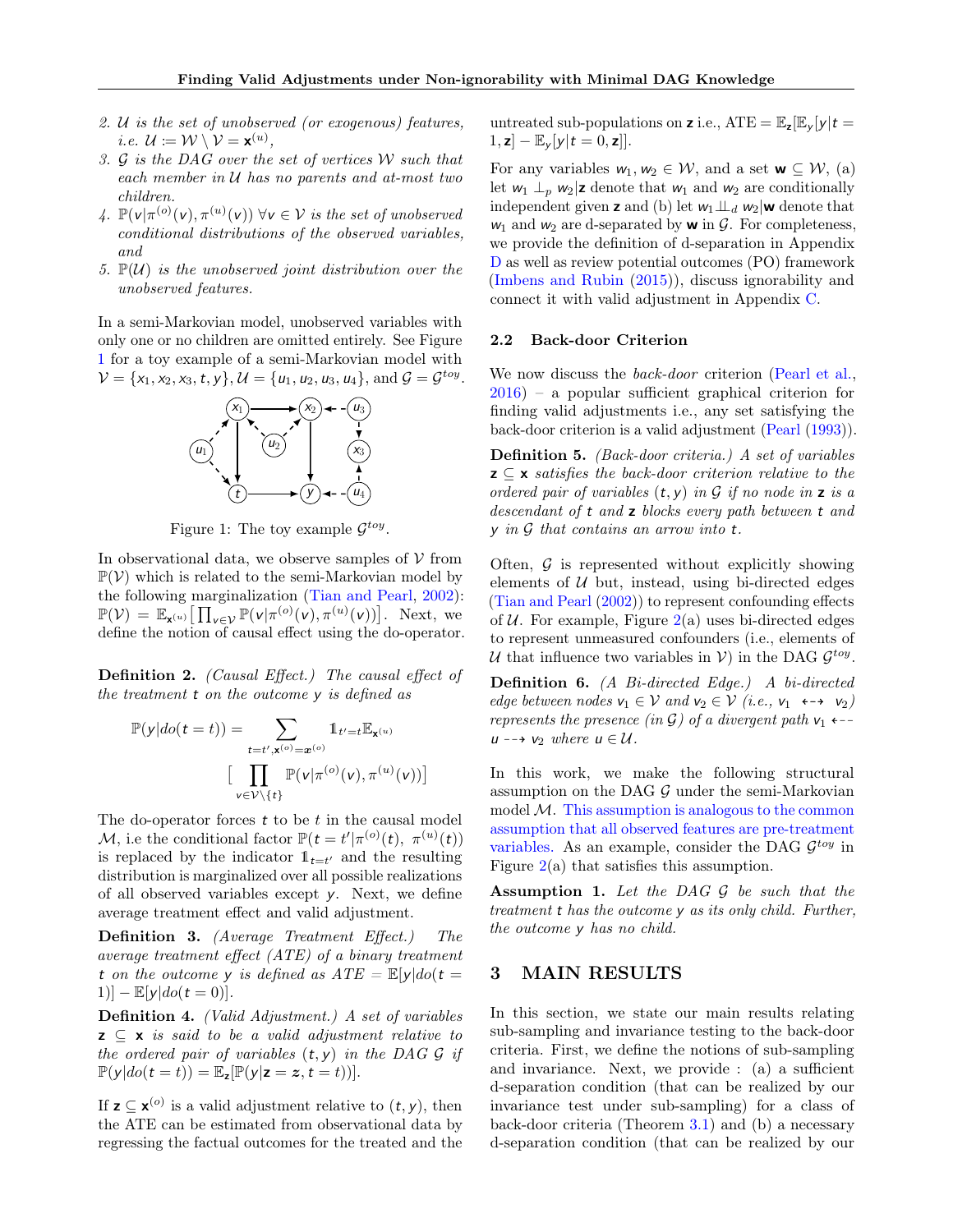2. $\mathcal{U}$ *is the set of unobserved (or exogenous) features, i.e.* $\mathcal{U} := \mathcal{W} \setminus \mathcal{V} = \mathbf{x}^{(u)}$,
3. $\mathcal{G}$ *is the DAG over the set of vertices* $\mathcal{W}$ *such that each member in* $\mathcal{U}$ *has no parents and at-most two children.*
4. $\mathbb{P}(v|\pi^{(o)}(v), \pi^{(u)}(v))\ \forall v \in \mathcal{V}$ *is the set of unobserved conditional distributions of the observed variables, and*
5. $\mathbb{P}(\mathcal{U})$ *is the unobserved joint distribution over the unobserved features.*

In a semi-Markovian model, unobserved variables with only one or no children are omitted entirely. See Figure 1 for a toy example of a semi-Markovian model with $\mathcal{V} = \{x_1, x_2, x_3, t, y\}$, $\mathcal{U} = \{u_1, u_2, u_3, u_4\}$, and $\mathcal{G} = \mathcal{G}^{toy}$.

Figure 1: The toy example $\mathcal{G}^{toy}$.

In observational data, we observe samples of $\mathcal{V}$ from $\mathbb{P}(\mathcal{V})$ which is related to the semi-Markovian model by the following marginalization (Tian and Pearl, 2002): $\mathbb{P}(\mathcal{V}) = \mathbb{E}_{\mathbf{x}^{(u)}}\big[\prod_{v \in \mathcal{V}} \mathbb{P}(v|\pi^{(o)}(v), \pi^{(u)}(v))\big]$. Next, we define the notion of causal effect using the do-operator.

**Definition 2.** *(Causal Effect.) The causal effect of the treatment* $t$ *on the outcome* $y$ *is defined as*

$$\mathbb{P}(y|do(t = t)) = \sum_{t=t', \mathbf{x}^{(o)}=\boldsymbol{x}^{(o)}} \mathbb{1}_{t'=t} \mathbb{E}_{\mathbf{x}^{(u)}} \Big[ \prod_{v \in \mathcal{V} \setminus \{t\}} \mathbb{P}(v|\pi^{(o)}(v), \pi^{(u)}(v)) \Big]$$

The do-operator forces $t$ to be $t$ in the causal model $\mathcal{M}$, i.e the conditional factor $\mathbb{P}(t = t'|\pi^{(o)}(t),\ \pi^{(u)}(t))$ is replaced by the indicator $\mathbb{1}_{t=t'}$ and the resulting distribution is marginalized over all possible realizations of all observed variables except $y$. Next, we define average treatment effect and valid adjustment.

**Definition 3.** *(Average Treatment Effect.) The average treatment effect (ATE) of a binary treatment* $t$ *on the outcome* $y$ *is defined as* $ATE = \mathbb{E}[y|do(t = 1)] - \mathbb{E}[y|do(t = 0)]$.

**Definition 4.** *(Valid Adjustment.) A set of variables* $\mathbf{z} \subseteq \mathbf{x}$ *is said to be a valid adjustment relative to the ordered pair of variables* $(t, y)$ *in the DAG* $\mathcal{G}$ *if* $\mathbb{P}(y|do(t = t)) = \mathbb{E}_{\mathbf{z}}[\mathbb{P}(y|\mathbf{z} = z, t = t))]$.

If $\mathbf{z} \subseteq \mathbf{x}^{(o)}$ is a valid adjustment relative to $(t, y)$, then the ATE can be estimated from observational data by regressing the factual outcomes for the treated and the untreated sub-populations on $\mathbf{z}$ i.e., $\text{ATE} = \mathbb{E}_{\mathbf{z}}[\mathbb{E}_y[y|t = 1, \mathbf{z}] - \mathbb{E}_y[y|t = 0, \mathbf{z}]]$.

For any variables $w_1, w_2 \in \mathcal{W}$, and a set $\mathbf{w} \subseteq \mathcal{W}$, (a) let $w_1 \perp_p w_2|\mathbf{z}$ denote that $w_1$ and $w_2$ are conditionally independent given $\mathbf{z}$ and (b) let $w_1 \perp\!\!\!\perp_d w_2|\mathbf{w}$ denote that $w_1$ and $w_2$ are d-separated by $\mathbf{w}$ in $\mathcal{G}$. For completeness, we provide the definition of d-separation in Appendix D as well as review potential outcomes (PO) framework (Imbens and Rubin (2015)), discuss ignorability and connect it with valid adjustment in Appendix C.

## 2.2 Back-door Criterion

We now discuss the *back-door* criterion (Pearl et al., 2016) – a popular sufficient graphical criterion for finding valid adjustments i.e., any set satisfying the back-door criterion is a valid adjustment (Pearl (1993)).

**Definition 5.** *(Back-door criteria.) A set of variables* $\mathbf{z} \subseteq \mathbf{x}$ *satisfies the back-door criterion relative to the ordered pair of variables* $(t, y)$ *in* $\mathcal{G}$ *if no node in* $\mathbf{z}$ *is a descendant of* $t$ *and* $\mathbf{z}$ *blocks every path between* $t$ *and* $y$ *in* $\mathcal{G}$ *that contains an arrow into* $t$.

Often, $\mathcal{G}$ is represented without explicitly showing elements of $\mathcal{U}$ but, instead, using bi-directed edges (Tian and Pearl (2002)) to represent confounding effects of $\mathcal{U}$. For example, Figure 2(a) uses bi-directed edges to represent unmeasured confounders (i.e., elements of $\mathcal{U}$ that influence two variables in $\mathcal{V}$) in the DAG $\mathcal{G}^{toy}$.

**Definition 6.** *(A Bi-directed Edge.) A bi-directed edge between nodes* $v_1 \in \mathcal{V}$ *and* $v_2 \in \mathcal{V}$ *(i.e.,* $v_1 \dashleftarrow\!\!\dashrightarrow v_2$*) represents the presence (in* $\mathcal{G}$*) of a divergent path* $v_1 \dashleftarrow u \dashrightarrow v_2$ *where* $u \in \mathcal{U}$.

In this work, we make the following structural assumption on the DAG $\mathcal{G}$ under the semi-Markovian model $\mathcal{M}$. This assumption is analogous to the common assumption that all observed features are pre-treatment variables. As an example, consider the DAG $\mathcal{G}^{toy}$ in Figure 2(a) that satisfies this assumption.

**Assumption 1.** *Let the DAG* $\mathcal{G}$ *be such that the treatment* $t$ *has the outcome* $y$ *as its only child. Further, the outcome* $y$ *has no child.*

# 3 MAIN RESULTS

In this section, we state our main results relating sub-sampling and invariance testing to the back-door criteria. First, we define the notions of sub-sampling and invariance. Next, we provide : (a) a sufficient d-separation condition (that can be realized by our invariance test under sub-sampling) for a class of back-door criteria (Theorem 3.1) and (b) a necessary d-separation condition (that can be realized by our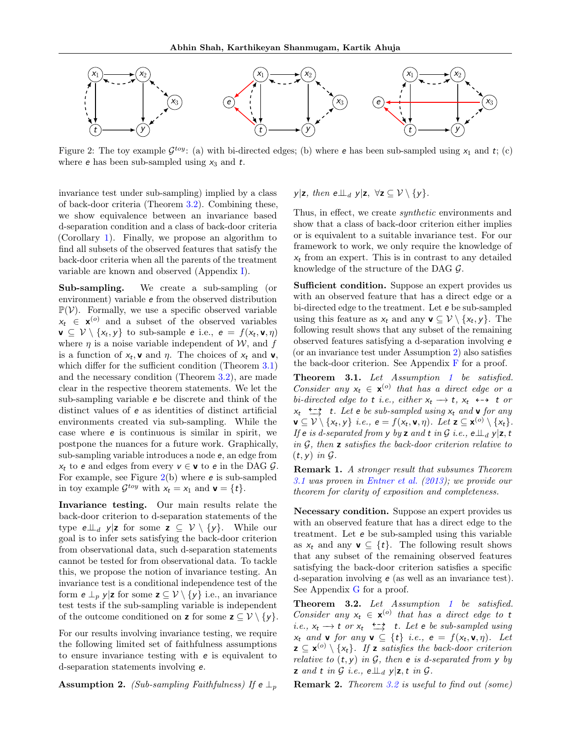Figure 2: The toy example $\mathcal{G}^{toy}$: (a) with bi-directed edges; (b) where $e$ has been sub-sampled using $x_1$ and $t$; (c) where $e$ has been sub-sampled using $x_3$ and $t$.

invariance test under sub-sampling) implied by a class of back-door criteria (Theorem 3.2). Combining these, we show equivalence between an invariance based d-separation condition and a class of back-door criteria (Corollary 1). Finally, we propose an algorithm to find all subsets of the observed features that satisfy the back-door criteria when all the parents of the treatment variable are known and observed (Appendix I).

**Sub-sampling.** We create a sub-sampling (or environment) variable $e$ from the observed distribution $\mathbb{P}(\mathcal{V})$. Formally, we use a specific observed variable $x_t \in \mathbf{x}^{(o)}$ and a subset of the observed variables $\mathbf{v} \subseteq \mathcal{V} \setminus \{x_t, y\}$ to sub-sample $e$ i.e., $e = f(x_t, \mathbf{v}, \eta)$ where $\eta$ is a noise variable independent of $\mathcal{W}$, and $f$ is a function of $x_t, \mathbf{v}$ and $\eta$. The choices of $x_t$ and $\mathbf{v}$, which differ for the sufficient condition (Theorem 3.1) and the necessary condition (Theorem 3.2), are made clear in the respective theorem statements. We let the sub-sampling variable $e$ be discrete and think of the distinct values of $e$ as identities of distinct artificial environments created via sub-sampling. While the case where $e$ is continuous is similar in spirit, we postpone the nuances for a future work. Graphically, sub-sampling variable introduces a node $e$, an edge from $x_t$ to $e$ and edges from every $v \in \mathbf{v}$ to $e$ in the DAG $\mathcal{G}$. For example, see Figure 2(b) where $e$ is sub-sampled in toy example $\mathcal{G}^{toy}$ with $x_t = x_1$ and $\mathbf{v} = \{t\}$.

**Invariance testing.** Our main results relate the back-door criterion to d-separation statements of the type $e \perp\!\!\!\perp_d y | \mathbf{z}$ for some $\mathbf{z} \subseteq \mathcal{V} \setminus \{y\}$. While our goal is to infer sets satisfying the back-door criterion from observational data, such d-separation statements cannot be tested for from observational data. To tackle this, we propose the notion of invariance testing. An invariance test is a conditional independence test of the form $e \perp_p y | \mathbf{z}$ for some $\mathbf{z} \subseteq \mathcal{V} \setminus \{y\}$ i.e., an invariance test tests if the sub-sampling variable is independent of the outcome conditioned on $\mathbf{z}$ for some $\mathbf{z} \subseteq \mathcal{V} \setminus \{y\}$.

For our results involving invariance testing, we require the following limited set of faithfulness assumptions to ensure invariance testing with $e$ is equivalent to d-separation statements involving $e$.

**Assumption 2.** *(Sub-sampling Faithfulness) If $e \perp_p y | \mathbf{z}$, then $e \perp\!\!\!\perp_d y | \mathbf{z}$, $\forall \mathbf{z} \subseteq \mathcal{V} \setminus \{y\}$.*

Thus, in effect, we create *synthetic* environments and show that a class of back-door criterion either implies or is equivalent to a suitable invariance test. For our framework to work, we only require the knowledge of $x_t$ from an expert. This is in contrast to any detailed knowledge of the structure of the DAG $\mathcal{G}$.

**Sufficient condition.** Suppose an expert provides us with an observed feature that has a direct edge or a bi-directed edge to the treatment. Let $e$ be sub-sampled using this feature as $x_t$ and any $\mathbf{v} \subseteq \mathcal{V} \setminus \{x_t, y\}$. The following result shows that any subset of the remaining observed features satisfying a d-separation involving $e$ (or an invariance test under Assumption 2) also satisfies the back-door criterion. See Appendix F for a proof.

**Theorem 3.1.** *Let Assumption 1 be satisfied. Consider any $x_t \in \mathbf{x}^{(o)}$ that has a direct edge or a bi-directed edge to $t$ i.e., either $x_t \longrightarrow t$, $x_t \dashleftarrow\!\!\dashrightarrow t$ or $x_t \overset{\longleftarrow}{\longrightarrow} t$. Let $e$ be sub-sampled using $x_t$ and $\mathbf{v}$ for any $\mathbf{v} \subseteq \mathcal{V} \setminus \{x_t, y\}$ i.e., $e = f(x_t, \mathbf{v}, \eta)$. Let $\mathbf{z} \subseteq \mathbf{x}^{(o)} \setminus \{x_t\}$. If $e$ is d-separated from $y$ by $\mathbf{z}$ and $t$ in $\mathcal{G}$ i.e., $e \perp\!\!\!\perp_d y | \mathbf{z}, t$ in $\mathcal{G}$, then $\mathbf{z}$ satisfies the back-door criterion relative to $(t, y)$ in $\mathcal{G}$.*

**Remark 1.** *A stronger result that subsumes Theorem 3.1 was proven in Entner et al. (2013); we provide our theorem for clarity of exposition and completeness.*

**Necessary condition.** Suppose an expert provides us with an observed feature that has a direct edge to the treatment. Let $e$ be sub-sampled using this variable as $x_t$ and any $\mathbf{v} \subseteq \{t\}$. The following result shows that any subset of the remaining observed features satisfying the back-door criterion satisfies a specific d-separation involving $e$ (as well as an invariance test). See Appendix G for a proof.

**Theorem 3.2.** *Let Assumption 1 be satisfied. Consider any $x_t \in \mathbf{x}^{(o)}$ that has a direct edge to $t$ i.e., $x_t \longrightarrow t$ or $x_t \overset{\longleftarrow}{\longrightarrow} t$. Let $e$ be sub-sampled using $x_t$ and $\mathbf{v}$ for any $\mathbf{v} \subseteq \{t\}$ i.e., $e = f(x_t, \mathbf{v}, \eta)$. Let $\mathbf{z} \subseteq \mathbf{x}^{(o)} \setminus \{x_t\}$. If $\mathbf{z}$ satisfies the back-door criterion relative to $(t, y)$ in $\mathcal{G}$, then $e$ is d-separated from $y$ by $\mathbf{z}$ and $t$ in $\mathcal{G}$ i.e., $e \perp\!\!\!\perp_d y | \mathbf{z}, t$ in $\mathcal{G}$.*

**Remark 2.** *Theorem 3.2 is useful to find out (some)*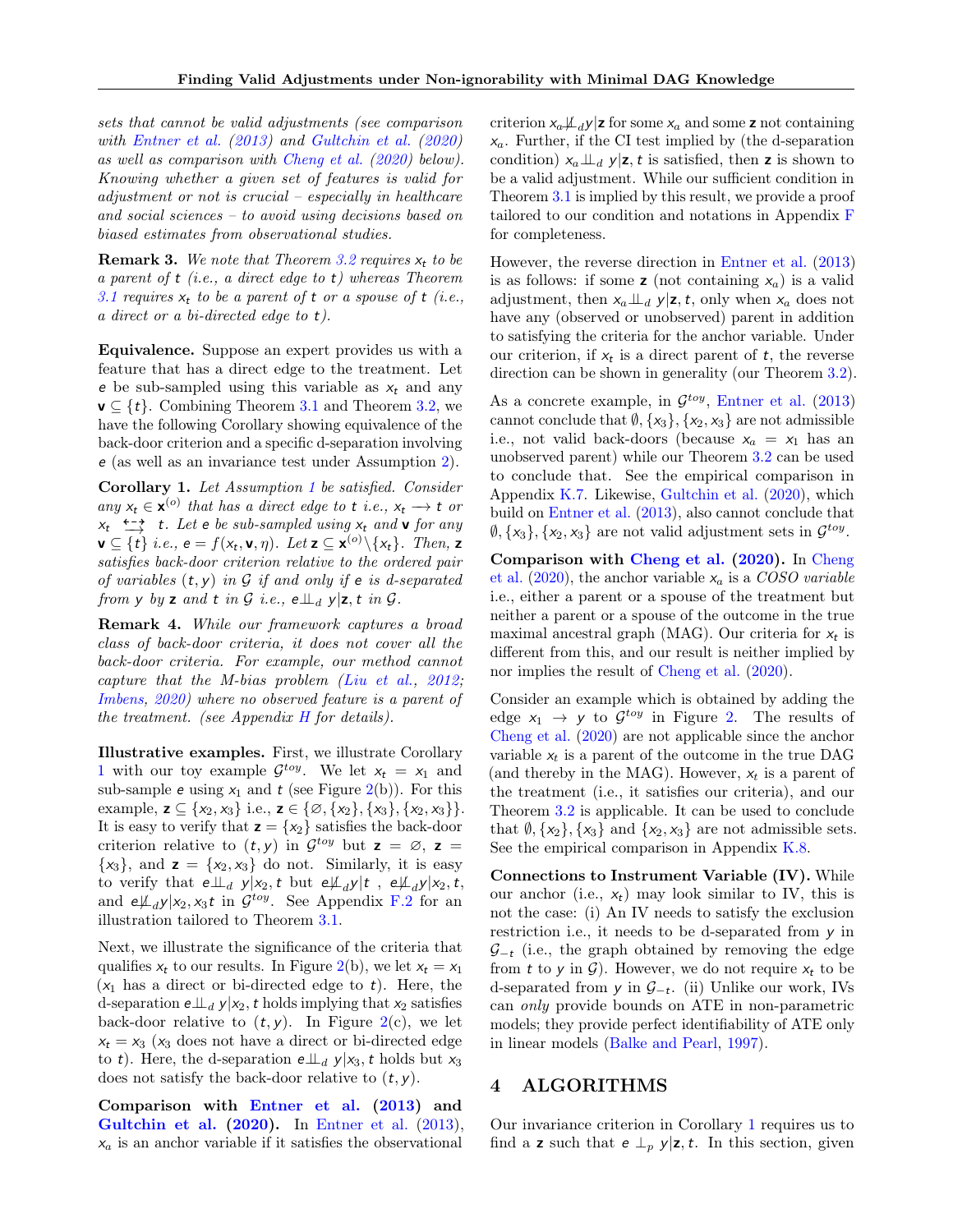*sets that cannot be valid adjustments (see comparison with Entner et al. (2013) and Gultchin et al. (2020) as well as comparison with Cheng et al. (2020) below). Knowing whether a given set of features is valid for adjustment or not is crucial – especially in healthcare and social sciences – to avoid using decisions based on biased estimates from observational studies.*

**Remark 3.** *We note that Theorem 3.2 requires $x_t$ to be a parent of $t$ (i.e., a direct edge to $t$) whereas Theorem 3.1 requires $x_t$ to be a parent of $t$ or a spouse of $t$ (i.e., a direct or a bi-directed edge to $t$).*

**Equivalence.** Suppose an expert provides us with a feature that has a direct edge to the treatment. Let $e$ be sub-sampled using this variable as $x_t$ and any $\mathbf{v} \subseteq \{t\}$. Combining Theorem 3.1 and Theorem 3.2, we have the following Corollary showing equivalence of the back-door criterion and a specific d-separation involving $e$ (as well as an invariance test under Assumption 2).

**Corollary 1.** *Let Assumption 1 be satisfied. Consider any $x_t \in \mathbf{x}^{(o)}$ that has a direct edge to $t$ i.e., $x_t \longrightarrow t$ or $x_t \overset{\longleftarrow}{\longrightarrow} t$. Let $e$ be sub-sampled using $x_t$ and $\mathbf{v}$ for any $\mathbf{v} \subseteq \{t\}$ i.e., $e = f(x_t, \mathbf{v}, \eta)$. Let $\mathbf{z} \subseteq \mathbf{x}^{(o)} \backslash \{x_t\}$. Then, $\mathbf{z}$ satisfies back-door criterion relative to the ordered pair of variables $(t, y)$ in $\mathcal{G}$ if and only if $e$ is d-separated from $y$ by $\mathbf{z}$ and $t$ in $\mathcal{G}$ i.e., $e \perp\!\!\!\perp_d y | \mathbf{z}, t$ in $\mathcal{G}$.*

**Remark 4.** *While our framework captures a broad class of back-door criteria, it does not cover all the back-door criteria. For example, our method cannot capture that the M-bias problem (Liu et al., 2012; Imbens, 2020) where no observed feature is a parent of the treatment. (see Appendix H for details).*

**Illustrative examples.** First, we illustrate Corollary 1 with our toy example $\mathcal{G}^{toy}$. We let $x_t = x_1$ and sub-sample $e$ using $x_1$ and $t$ (see Figure 2(b)). For this example, $\mathbf{z} \subseteq \{x_2, x_3\}$ i.e., $\mathbf{z} \in \{\varnothing, \{x_2\}, \{x_3\}, \{x_2, x_3\}\}$. It is easy to verify that $\mathbf{z} = \{x_2\}$ satisfies the back-door criterion relative to $(t, y)$ in $\mathcal{G}^{toy}$ but $\mathbf{z} = \varnothing$, $\mathbf{z} = \{x_3\}$, and $\mathbf{z} = \{x_2, x_3\}$ do not. Similarly, it is easy to verify that $e \perp\!\!\!\perp_d y | x_2, t$ but $e \not\perp\!\!\!\perp_d y | t$ , $e \not\perp\!\!\!\perp_d y | x_2, t$, and $e \not\perp\!\!\!\perp_d y | x_2, x_3 t$ in $\mathcal{G}^{toy}$. See Appendix F.2 for an illustration tailored to Theorem 3.1.

Next, we illustrate the significance of the criteria that qualifies $x_t$ to our results. In Figure 2(b), we let $x_t = x_1$ ($x_1$ has a direct or bi-directed edge to $t$). Here, the d-separation $e \perp\!\!\!\perp_d y | x_2, t$ holds implying that $x_2$ satisfies back-door relative to $(t, y)$. In Figure 2(c), we let $x_t = x_3$ ($x_3$ does not have a direct or bi-directed edge to $t$). Here, the d-separation $e \perp\!\!\!\perp_d y | x_3, t$ holds but $x_3$ does not satisfy the back-door relative to $(t, y)$.

**Comparison with Entner et al. (2013) and Gultchin et al. (2020).** In Entner et al. (2013), $x_a$ is an anchor variable if it satisfies the observational criterion $x_a \not\perp\!\!\!\perp_d y | \mathbf{z}$ for some $x_a$ and some $\mathbf{z}$ not containing $x_a$. Further, if the CI test implied by (the d-separation condition) $x_a \perp\!\!\!\perp_d y | \mathbf{z}, t$ is satisfied, then $\mathbf{z}$ is shown to be a valid adjustment. While our sufficient condition in Theorem 3.1 is implied by this result, we provide a proof tailored to our condition and notations in Appendix F for completeness.

However, the reverse direction in Entner et al. (2013) is as follows: if some $\mathbf{z}$ (not containing $x_a$) is a valid adjustment, then $x_a \perp\!\!\!\perp_d y | \mathbf{z}, t$, only when $x_a$ does not have any (observed or unobserved) parent in addition to satisfying the criteria for the anchor variable. Under our criterion, if $x_t$ is a direct parent of $t$, the reverse direction can be shown in generality (our Theorem 3.2).

As a concrete example, in $\mathcal{G}^{toy}$, Entner et al. (2013) cannot conclude that $\emptyset, \{x_3\}, \{x_2, x_3\}$ are not admissible i.e., not valid back-doors (because $x_a = x_1$ has an unobserved parent) while our Theorem 3.2 can be used to conclude that. See the empirical comparison in Appendix K.7. Likewise, Gultchin et al. (2020), which build on Entner et al. (2013), also cannot conclude that $\emptyset, \{x_3\}, \{x_2, x_3\}$ are not valid adjustment sets in $\mathcal{G}^{toy}$.

**Comparison with Cheng et al. (2020).** In Cheng et al. (2020), the anchor variable $x_a$ is a *COSO variable* i.e., either a parent or a spouse of the treatment but neither a parent or a spouse of the outcome in the true maximal ancestral graph (MAG). Our criteria for $x_t$ is different from this, and our result is neither implied by nor implies the result of Cheng et al. (2020).

Consider an example which is obtained by adding the edge $x_1 \rightarrow y$ to $\mathcal{G}^{toy}$ in Figure 2. The results of Cheng et al. (2020) are not applicable since the anchor variable $x_t$ is a parent of the outcome in the true DAG (and thereby in the MAG). However, $x_t$ is a parent of the treatment (i.e., it satisfies our criteria), and our Theorem 3.2 is applicable. It can be used to conclude that $\emptyset, \{x_2\}, \{x_3\}$ and $\{x_2, x_3\}$ are not admissible sets. See the empirical comparison in Appendix K.8.

**Connections to Instrument Variable (IV).** While our anchor (i.e., $x_t$) may look similar to IV, this is not the case: (i) An IV needs to satisfy the exclusion restriction i.e., it needs to be d-separated from $y$ in $\mathcal{G}_{-t}$ (i.e., the graph obtained by removing the edge from $t$ to $y$ in $\mathcal{G}$). However, we do not require $x_t$ to be d-separated from $y$ in $\mathcal{G}_{-t}$. (ii) Unlike our work, IVs can *only* provide bounds on ATE in non-parametric models; they provide perfect identifiability of ATE only in linear models (Balke and Pearl, 1997).

## 4 ALGORITHMS

Our invariance criterion in Corollary 1 requires us to find a $\mathbf{z}$ such that $e \perp_p y | \mathbf{z}, t$. In this section, given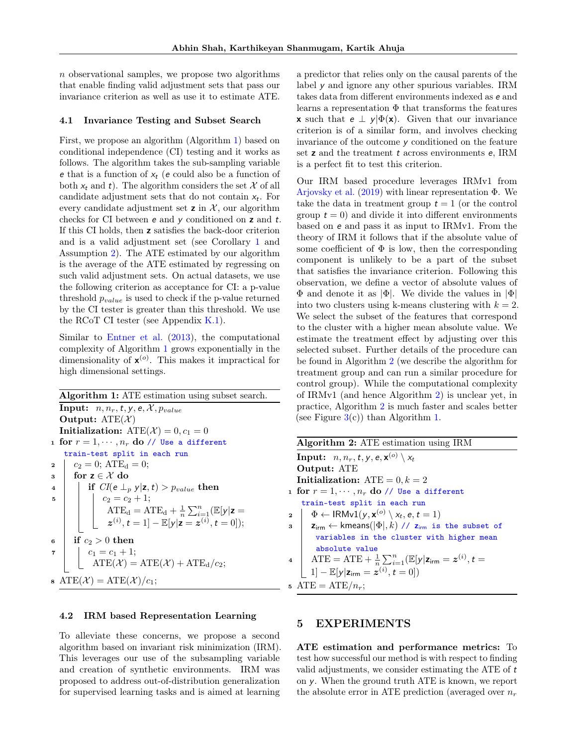$n$ observational samples, we propose two algorithms that enable finding valid adjustment sets that pass our invariance criterion as well as use it to estimate ATE.

### 4.1 Invariance Testing and Subset Search

First, we propose an algorithm (Algorithm 1) based on conditional independence (CI) testing and it works as follows. The algorithm takes the sub-sampling variable $e$ that is a function of $x_t$ ($e$ could also be a function of both $x_t$ and $t$). The algorithm considers the set $\mathcal{X}$ of all candidate adjustment sets that do not contain $x_t$. For every candidate adjustment set $\mathbf{z}$ in $\mathcal{X}$, our algorithm checks for CI between $e$ and $y$ conditioned on $\mathbf{z}$ and $t$. If this CI holds, then $\mathbf{z}$ satisfies the back-door criterion and is a valid adjustment set (see Corollary 1 and Assumption 2). The ATE estimated by our algorithm is the average of the ATE estimated by regressing on such valid adjustment sets. On actual datasets, we use the following criterion as acceptance for CI: a p-value threshold $p_{value}$ is used to check if the p-value returned by the CI tester is greater than this threshold. We use the RCoT CI tester (see Appendix K.1).

Similar to Entner et al. (2013), the computational complexity of Algorithm 1 grows exponentially in the dimensionality of $\mathbf{x}^{(o)}$. This makes it impractical for high dimensional settings.

---

**Algorithm 1:** ATE estimation using subset search.

**Input:** $n, n_r, t, y, e, \mathcal{X}, p_{value}$
**Output:** $\text{ATE}(\mathcal{X})$
**Initialization:** $\text{ATE}(\mathcal{X}) = 0, c_1 = 0$

1. **for** $r = 1, \cdots, n_r$ **do** // Use a different train-test split in each run
2. $\quad c_2 = 0$; $\text{ATE}_\text{d} = 0$;
3. $\quad$ **for** $\mathbf{z} \in \mathcal{X}$ **do**
4. $\quad\quad$ **if** $CI(e \perp_p y | \mathbf{z}, t) > p_{value}$ **then**
5. $\quad\quad\quad c_2 = c_2 + 1$; $\text{ATE}_\text{d} = \text{ATE}_\text{d} + \frac{1}{n}\sum_{i=1}^{n}(\mathbb{E}[y|\mathbf{z} = \boldsymbol{z}^{(i)}, t = 1] - \mathbb{E}[y|\mathbf{z} = \boldsymbol{z}^{(i)}, t = 0])$;
6. $\quad$ **if** $c_2 > 0$ **then**
7. $\quad\quad c_1 = c_1 + 1$; $\text{ATE}(\mathcal{X}) = \text{ATE}(\mathcal{X}) + \text{ATE}_\text{d}/c_2$;
8. $\text{ATE}(\mathcal{X}) = \text{ATE}(\mathcal{X})/c_1$;

---

### 4.2 IRM based Representation Learning

To alleviate these concerns, we propose a second algorithm based on invariant risk minimization (IRM). This leverages our use of the subsampling variable and creation of synthetic environments. IRM was proposed to address out-of-distribution generalization for supervised learning tasks and is aimed at learning a predictor that relies only on the causal parents of the label $y$ and ignore any other spurious variables. IRM takes data from different environments indexed as $e$ and learns a representation $\Phi$ that transforms the features $\mathbf{x}$ such that $e \perp y|\Phi(\mathbf{x})$. Given that our invariance criterion is of a similar form, and involves checking invariance of the outcome $y$ conditioned on the feature set $\mathbf{z}$ and the treatment $t$ across environments $e$, IRM is a perfect fit to test this criterion.

Our IRM based procedure leverages IRMv1 from Arjovsky et al. (2019) with linear representation $\Phi$. We take the data in treatment group $t = 1$ (or the control group $t = 0$) and divide it into different environments based on $e$ and pass it as input to IRMv1. From the theory of IRM it follows that if the absolute value of some coefficient of $\Phi$ is low, then the corresponding component is unlikely to be a part of the subset that satisfies the invariance criterion. Following this observation, we define a vector of absolute values of $\Phi$ and denote it as $|\Phi|$. We divide the values in $|\Phi|$ into two clusters using k-means clustering with $k = 2$. We select the subset of the features that correspond to the cluster with a higher mean absolute value. We estimate the treatment effect by adjusting over this selected subset. Further details of the procedure can be found in Algorithm 2 (we describe the algorithm for treatment group and can run a similar procedure for control group). While the computational complexity of IRMv1 (and hence Algorithm 2) is unclear yet, in practice, Algorithm 2 is much faster and scales better (see Figure 3(c)) than Algorithm 1.

---

**Algorithm 2:** ATE estimation using IRM

**Input:** $n, n_r, t, y, e, \mathbf{x}^{(o)} \setminus x_t$
**Output:** ATE
**Initialization:** $\text{ATE} = 0, k = 2$

1. **for** $r = 1, \cdots, n_r$ **do** // Use a different train-test split in each run
2. $\quad \Phi \leftarrow \text{IRMv1}(y, \mathbf{x}^{(o)} \setminus x_t, e, t = 1)$
3. $\quad \mathbf{z}_\text{irm} \leftarrow \text{kmeans}(|\Phi|, k)$ // $\mathbf{z}_\text{irm}$ is the subset of variables in the cluster with higher mean absolute value
4. $\quad \text{ATE} = \text{ATE} + \frac{1}{n}\sum_{i=1}^{n}(\mathbb{E}[y|\mathbf{z}_\text{irm} = \boldsymbol{z}^{(i)}, t = 1] - \mathbb{E}[y|\mathbf{z}_\text{irm} = \boldsymbol{z}^{(i)}, t = 0])$
5. $\text{ATE} = \text{ATE}/n_r$;

---

## 5 EXPERIMENTS

**ATE estimation and performance metrics:** To test how successful our method is with respect to finding valid adjustments, we consider estimating the ATE of $t$ on $y$. When the ground truth ATE is known, we report the absolute error in ATE prediction (averaged over $n_r$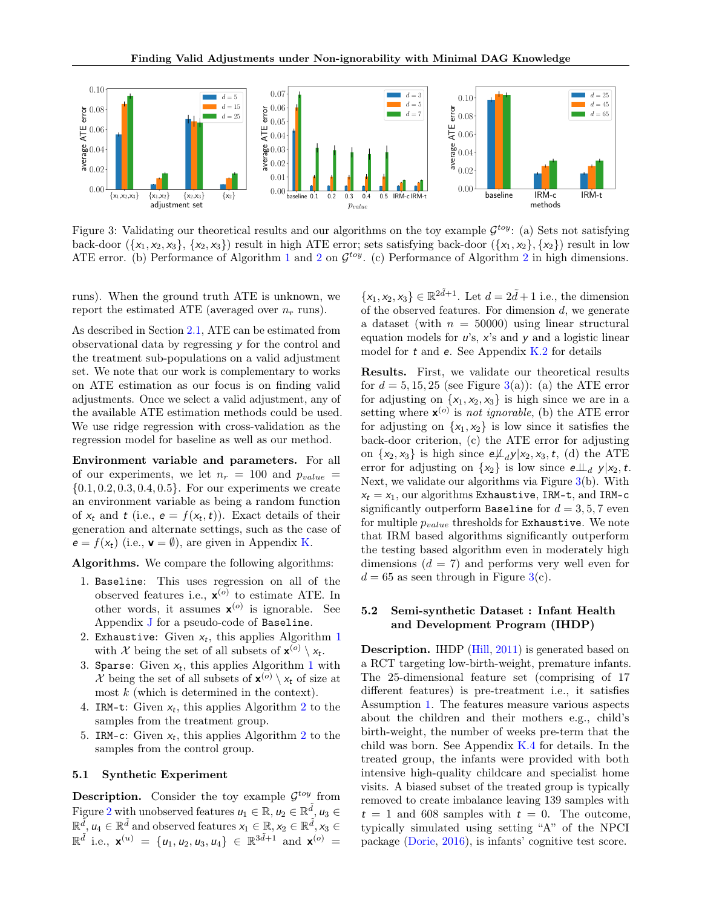Figure 3: Validating our theoretical results and our algorithms on the toy example $\mathcal{G}^{toy}$: (a) Sets not satisfying back-door ($\{x_1, x_2, x_3\}$, $\{x_2, x_3\}$) result in high ATE error; sets satisfying back-door ($\{x_1, x_2\}$, $\{x_2\}$) result in low ATE error. (b) Performance of Algorithm 1 and 2 on $\mathcal{G}^{toy}$. (c) Performance of Algorithm 2 in high dimensions.

runs). When the ground truth ATE is unknown, we report the estimated ATE (averaged over $n_r$ runs).

As described in Section 2.1, ATE can be estimated from observational data by regressing $y$ for the control and the treatment sub-populations on a valid adjustment set. We note that our work is complementary to works on ATE estimation as our focus is on finding valid adjustments. Once we select a valid adjustment, any of the available ATE estimation methods could be used. We use ridge regression with cross-validation as the regression model for baseline as well as our method.

**Environment variable and parameters.** For all of our experiments, we let $n_r = 100$ and $p_{value} = \{0.1, 0.2, 0.3, 0.4, 0.5\}$. For our experiments we create an environment variable as being a random function of $x_t$ and $t$ (i.e., $e = f(x_t, t)$). Exact details of their generation and alternate settings, such as the case of $e = f(x_t)$ (i.e., $\mathbf{v} = \emptyset$), are given in Appendix K.

**Algorithms.** We compare the following algorithms:

1. `Baseline`: This uses regression on all of the observed features i.e., $\mathbf{x}^{(o)}$ to estimate ATE. In other words, it assumes $\mathbf{x}^{(o)}$ is ignorable. See Appendix J for a pseudo-code of `Baseline`.
2. `Exhaustive`: Given $x_t$, this applies Algorithm 1 with $\mathcal{X}$ being the set of all subsets of $\mathbf{x}^{(o)} \setminus x_t$.
3. `Sparse`: Given $x_t$, this applies Algorithm 1 with $\mathcal{X}$ being the set of all subsets of $\mathbf{x}^{(o)} \setminus x_t$ of size at most $k$ (which is determined in the context).
4. `IRM-t`: Given $x_t$, this applies Algorithm 2 to the samples from the treatment group.
5. `IRM-c`: Given $x_t$, this applies Algorithm 2 to the samples from the control group.

### 5.1 Synthetic Experiment

**Description.** Consider the toy example $\mathcal{G}^{toy}$ from Figure 2 with unobserved features $u_1 \in \mathbb{R}$, $u_2 \in \mathbb{R}^{\tilde{d}}$, $u_3 \in \mathbb{R}^{\tilde{d}}$, $u_4 \in \mathbb{R}^{\tilde{d}}$ and observed features $x_1 \in \mathbb{R}$, $x_2 \in \mathbb{R}^{\tilde{d}}$, $x_3 \in \mathbb{R}^{\tilde{d}}$ i.e., $\mathbf{x}^{(u)} = \{u_1, u_2, u_3, u_4\} \in \mathbb{R}^{3\tilde{d}+1}$ and $\mathbf{x}^{(o)} = \{x_1, x_2, x_3\} \in \mathbb{R}^{2\tilde{d}+1}$. Let $d = 2\tilde{d} + 1$ i.e., the dimension of the observed features. For dimension $d$, we generate a dataset (with $n = 50000$) using linear structural equation models for $u$'s, $x$'s and $y$ and a logistic linear model for $t$ and $e$. See Appendix K.2 for details

**Results.** First, we validate our theoretical results for $d = 5, 15, 25$ (see Figure 3(a)): (a) the ATE error for adjusting on $\{x_1, x_2, x_3\}$ is high since we are in a setting where $\mathbf{x}^{(o)}$ is *not ignorable*, (b) the ATE error for adjusting on $\{x_1, x_2\}$ is low since it satisfies the back-door criterion, (c) the ATE error for adjusting on $\{x_2, x_3\}$ is high since $e \not\perp\!\!\!\perp_d y | x_2, x_3, t$, (d) the ATE error for adjusting on $\{x_2\}$ is low since $e \perp\!\!\!\perp_d y | x_2, t$. Next, we validate our algorithms via Figure 3(b). With $x_t = x_1$, our algorithms `Exhaustive`, `IRM-t`, and `IRM-c` significantly outperform `Baseline` for $d = 3, 5, 7$ even for multiple $p_{value}$ thresholds for `Exhaustive`. We note that IRM based algorithms significantly outperform the testing based algorithm even in moderately high dimensions ($d = 7$) and performs very well even for $d = 65$ as seen through in Figure 3(c).

### 5.2 Semi-synthetic Dataset : Infant Health and Development Program (IHDP)

**Description.** IHDP (Hill, 2011) is generated based on a RCT targeting low-birth-weight, premature infants. The 25-dimensional feature set (comprising of 17 different features) is pre-treatment i.e., it satisfies Assumption 1. The features measure various aspects about the children and their mothers e.g., child's birth-weight, the number of weeks pre-term that the child was born. See Appendix K.4 for details. In the treated group, the infants were provided with both intensive high-quality childcare and specialist home visits. A biased subset of the treated group is typically removed to create imbalance leaving 139 samples with $t = 1$ and 608 samples with $t = 0$. The outcome, typically simulated using setting "A" of the NPCI package (Dorie, 2016), is infants' cognitive test score.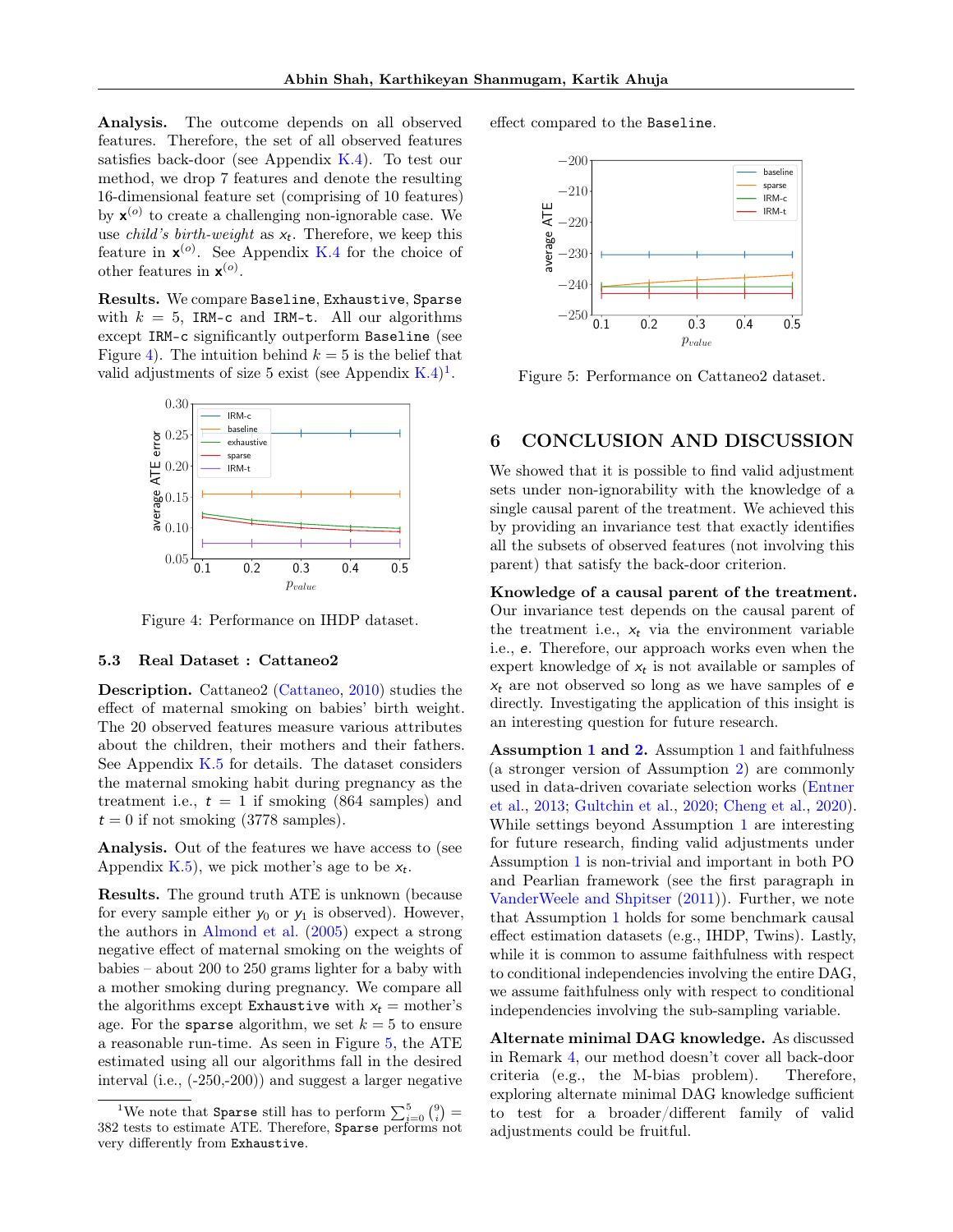**Analysis.** The outcome depends on all observed features. Therefore, the set of all observed features satisfies back-door (see Appendix K.4). To test our method, we drop 7 features and denote the resulting 16-dimensional feature set (comprising of 10 features) by $\mathbf{x}^{(o)}$ to create a challenging non-ignorable case. We use *child's birth-weight* as $x_t$. Therefore, we keep this feature in $\mathbf{x}^{(o)}$. See Appendix K.4 for the choice of other features in $\mathbf{x}^{(o)}$.

**Results.** We compare `Baseline`, `Exhaustive`, `Sparse` with $k = 5$, `IRM-c` and `IRM-t`. All our algorithms except `IRM-c` significantly outperform `Baseline` (see Figure 4). The intuition behind $k = 5$ is the belief that valid adjustments of size 5 exist (see Appendix K.4)[1].

Figure 4: Performance on IHDP dataset.

### 5.3 Real Dataset : Cattaneo2

**Description.** Cattaneo2 (Cattaneo, 2010) studies the effect of maternal smoking on babies' birth weight. The 20 observed features measure various attributes about the children, their mothers and their fathers. See Appendix K.5 for details. The dataset considers the maternal smoking habit during pregnancy as the treatment i.e., $t = 1$ if smoking (864 samples) and $t = 0$ if not smoking (3778 samples).

**Analysis.** Out of the features we have access to (see Appendix K.5), we pick mother's age to be $x_t$.

**Results.** The ground truth ATE is unknown (because for every sample either $y_0$ or $y_1$ is observed). However, the authors in Almond et al. (2005) expect a strong negative effect of maternal smoking on the weights of babies – about 200 to 250 grams lighter for a baby with a mother smoking during pregnancy. We compare all the algorithms except `Exhaustive` with $x_t$ = mother's age. For the `sparse` algorithm, we set $k = 5$ to ensure a reasonable run-time. As seen in Figure 5, the ATE estimated using all our algorithms fall in the desired interval (i.e., (-250,-200)) and suggest a larger negative effect compared to the `Baseline`.

Figure 5: Performance on Cattaneo2 dataset.

## 6 CONCLUSION AND DISCUSSION

We showed that it is possible to find valid adjustment sets under non-ignorability with the knowledge of a single causal parent of the treatment. We achieved this by providing an invariance test that exactly identifies all the subsets of observed features (not involving this parent) that satisfy the back-door criterion.

**Knowledge of a causal parent of the treatment.** Our invariance test depends on the causal parent of the treatment i.e., $x_t$ via the environment variable i.e., $e$. Therefore, our approach works even when the expert knowledge of $x_t$ is not available or samples of $x_t$ are not observed so long as we have samples of $e$ directly. Investigating the application of this insight is an interesting question for future research.

**Assumption 1 and 2.** Assumption 1 and faithfulness (a stronger version of Assumption 2) are commonly used in data-driven covariate selection works (Entner et al., 2013; Gultchin et al., 2020; Cheng et al., 2020). While settings beyond Assumption 1 are interesting for future research, finding valid adjustments under Assumption 1 is non-trivial and important in both PO and Pearlian framework (see the first paragraph in VanderWeele and Shpitser (2011)). Further, we note that Assumption 1 holds for some benchmark causal effect estimation datasets (e.g., IHDP, Twins). Lastly, while it is common to assume faithfulness with respect to conditional independencies involving the entire DAG, we assume faithfulness only with respect to conditional independencies involving the sub-sampling variable.

**Alternate minimal DAG knowledge.** As discussed in Remark 4, our method doesn't cover all back-door criteria (e.g., the M-bias problem). Therefore, exploring alternate minimal DAG knowledge sufficient to test for a broader/different family of valid adjustments could be fruitful.

[1] We note that `Sparse` still has to perform $\sum_{i=0}^{5} \binom{9}{i} = 382$ tests to estimate ATE. Therefore, `Sparse` performs not very differently from `Exhaustive`.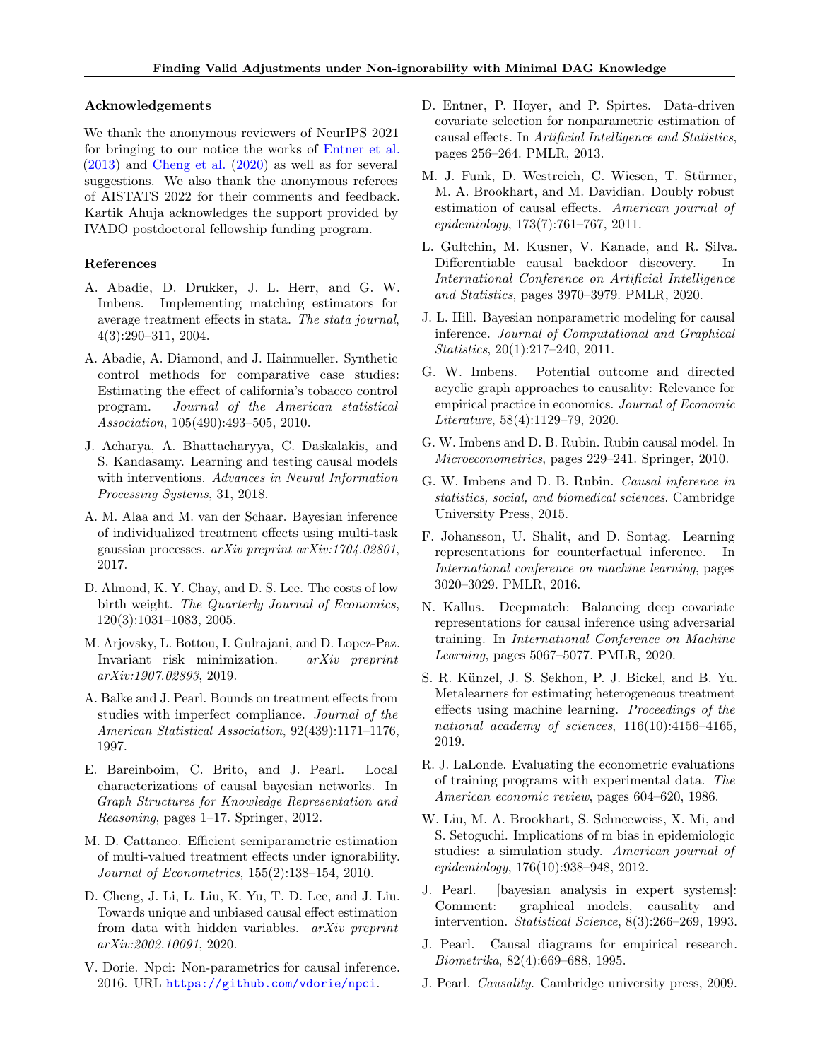### Acknowledgements

We thank the anonymous reviewers of NeurIPS 2021 for bringing to our notice the works of Entner et al. (2013) and Cheng et al. (2020) as well as for several suggestions. We also thank the anonymous referees of AISTATS 2022 for their comments and feedback. Kartik Ahuja acknowledges the support provided by IVADO postdoctoral fellowship funding program.

### References

A. Abadie, D. Drukker, J. L. Herr, and G. W. Imbens. Implementing matching estimators for average treatment effects in stata. *The stata journal*, 4(3):290–311, 2004.

A. Abadie, A. Diamond, and J. Hainmueller. Synthetic control methods for comparative case studies: Estimating the effect of california's tobacco control program. *Journal of the American statistical Association*, 105(490):493–505, 2010.

J. Acharya, A. Bhattacharyya, C. Daskalakis, and S. Kandasamy. Learning and testing causal models with interventions. *Advances in Neural Information Processing Systems*, 31, 2018.

A. M. Alaa and M. van der Schaar. Bayesian inference of individualized treatment effects using multi-task gaussian processes. *arXiv preprint arXiv:1704.02801*, 2017.

D. Almond, K. Y. Chay, and D. S. Lee. The costs of low birth weight. *The Quarterly Journal of Economics*, 120(3):1031–1083, 2005.

M. Arjovsky, L. Bottou, I. Gulrajani, and D. Lopez-Paz. Invariant risk minimization. *arXiv preprint arXiv:1907.02893*, 2019.

A. Balke and J. Pearl. Bounds on treatment effects from studies with imperfect compliance. *Journal of the American Statistical Association*, 92(439):1171–1176, 1997.

E. Bareinboim, C. Brito, and J. Pearl. Local characterizations of causal bayesian networks. In *Graph Structures for Knowledge Representation and Reasoning*, pages 1–17. Springer, 2012.

M. D. Cattaneo. Efficient semiparametric estimation of multi-valued treatment effects under ignorability. *Journal of Econometrics*, 155(2):138–154, 2010.

D. Cheng, J. Li, L. Liu, K. Yu, T. D. Lee, and J. Liu. Towards unique and unbiased causal effect estimation from data with hidden variables. *arXiv preprint arXiv:2002.10091*, 2020.

V. Dorie. Npci: Non-parametrics for causal inference. 2016. URL https://github.com/vdorie/npci.

D. Entner, P. Hoyer, and P. Spirtes. Data-driven covariate selection for nonparametric estimation of causal effects. In *Artificial Intelligence and Statistics*, pages 256–264. PMLR, 2013.

M. J. Funk, D. Westreich, C. Wiesen, T. Stürmer, M. A. Brookhart, and M. Davidian. Doubly robust estimation of causal effects. *American journal of epidemiology*, 173(7):761–767, 2011.

L. Gultchin, M. Kusner, V. Kanade, and R. Silva. Differentiable causal backdoor discovery. In *International Conference on Artificial Intelligence and Statistics*, pages 3970–3979. PMLR, 2020.

J. L. Hill. Bayesian nonparametric modeling for causal inference. *Journal of Computational and Graphical Statistics*, 20(1):217–240, 2011.

G. W. Imbens. Potential outcome and directed acyclic graph approaches to causality: Relevance for empirical practice in economics. *Journal of Economic Literature*, 58(4):1129–79, 2020.

G. W. Imbens and D. B. Rubin. Rubin causal model. In *Microeconometrics*, pages 229–241. Springer, 2010.

G. W. Imbens and D. B. Rubin. *Causal inference in statistics, social, and biomedical sciences*. Cambridge University Press, 2015.

F. Johansson, U. Shalit, and D. Sontag. Learning representations for counterfactual inference. In *International conference on machine learning*, pages 3020–3029. PMLR, 2016.

N. Kallus. Deepmatch: Balancing deep covariate representations for causal inference using adversarial training. In *International Conference on Machine Learning*, pages 5067–5077. PMLR, 2020.

S. R. Künzel, J. S. Sekhon, P. J. Bickel, and B. Yu. Metalearners for estimating heterogeneous treatment effects using machine learning. *Proceedings of the national academy of sciences*, 116(10):4156–4165, 2019.

R. J. LaLonde. Evaluating the econometric evaluations of training programs with experimental data. *The American economic review*, pages 604–620, 1986.

W. Liu, M. A. Brookhart, S. Schneeweiss, X. Mi, and S. Setoguchi. Implications of m bias in epidemiologic studies: a simulation study. *American journal of epidemiology*, 176(10):938–948, 2012.

J. Pearl. [bayesian analysis in expert systems]: Comment: graphical models, causality and intervention. *Statistical Science*, 8(3):266–269, 1993.

J. Pearl. Causal diagrams for empirical research. *Biometrika*, 82(4):669–688, 1995.

J. Pearl. *Causality*. Cambridge university press, 2009.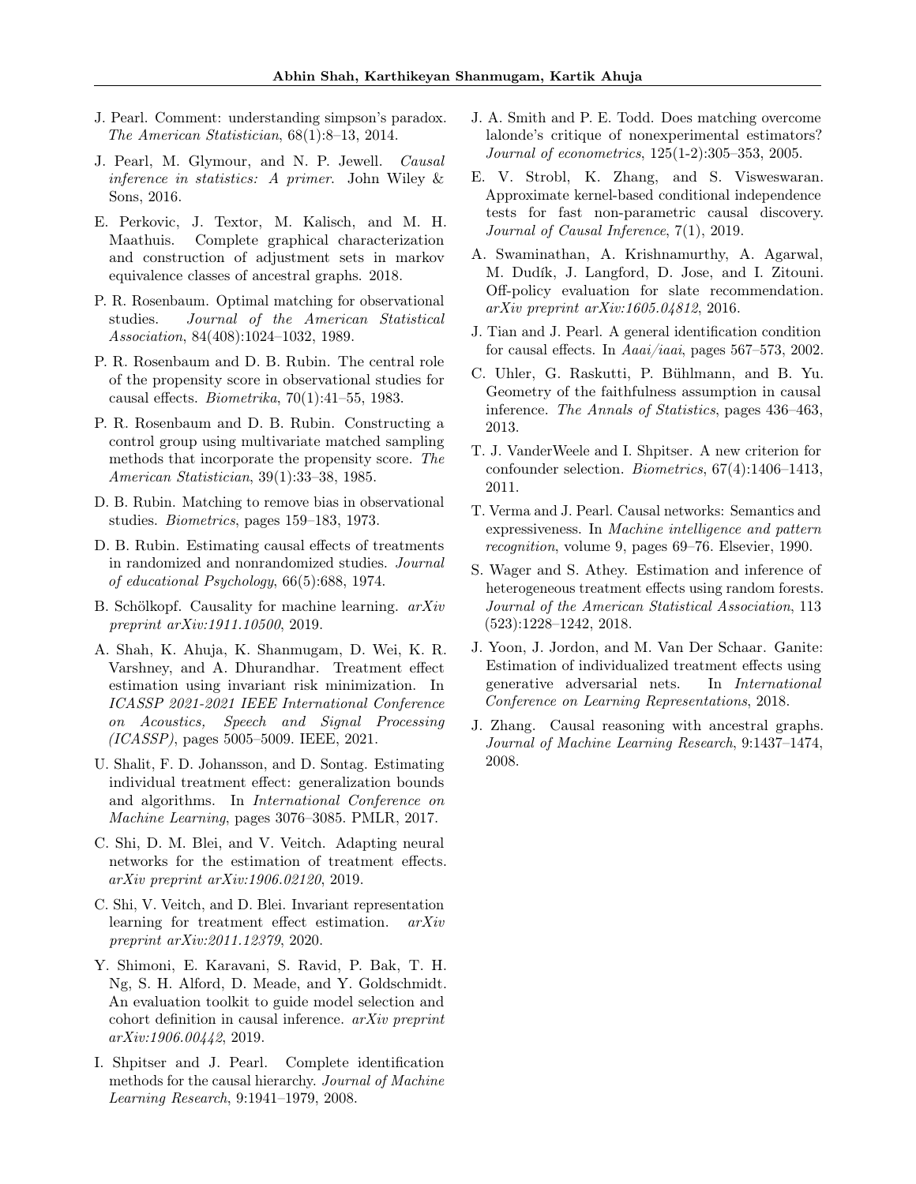J. Pearl. Comment: understanding simpson's paradox. *The American Statistician*, 68(1):8–13, 2014.

J. Pearl, M. Glymour, and N. P. Jewell. *Causal inference in statistics: A primer*. John Wiley & Sons, 2016.

E. Perkovic, J. Textor, M. Kalisch, and M. H. Maathuis. Complete graphical characterization and construction of adjustment sets in markov equivalence classes of ancestral graphs. 2018.

P. R. Rosenbaum. Optimal matching for observational studies. *Journal of the American Statistical Association*, 84(408):1024–1032, 1989.

P. R. Rosenbaum and D. B. Rubin. The central role of the propensity score in observational studies for causal effects. *Biometrika*, 70(1):41–55, 1983.

P. R. Rosenbaum and D. B. Rubin. Constructing a control group using multivariate matched sampling methods that incorporate the propensity score. *The American Statistician*, 39(1):33–38, 1985.

D. B. Rubin. Matching to remove bias in observational studies. *Biometrics*, pages 159–183, 1973.

D. B. Rubin. Estimating causal effects of treatments in randomized and nonrandomized studies. *Journal of educational Psychology*, 66(5):688, 1974.

B. Schölkopf. Causality for machine learning. *arXiv preprint arXiv:1911.10500*, 2019.

A. Shah, K. Ahuja, K. Shanmugam, D. Wei, K. R. Varshney, and A. Dhurandhar. Treatment effect estimation using invariant risk minimization. In *ICASSP 2021-2021 IEEE International Conference on Acoustics, Speech and Signal Processing (ICASSP)*, pages 5005–5009. IEEE, 2021.

U. Shalit, F. D. Johansson, and D. Sontag. Estimating individual treatment effect: generalization bounds and algorithms. In *International Conference on Machine Learning*, pages 3076–3085. PMLR, 2017.

C. Shi, D. M. Blei, and V. Veitch. Adapting neural networks for the estimation of treatment effects. *arXiv preprint arXiv:1906.02120*, 2019.

C. Shi, V. Veitch, and D. Blei. Invariant representation learning for treatment effect estimation. *arXiv preprint arXiv:2011.12379*, 2020.

Y. Shimoni, E. Karavani, S. Ravid, P. Bak, T. H. Ng, S. H. Alford, D. Meade, and Y. Goldschmidt. An evaluation toolkit to guide model selection and cohort definition in causal inference. *arXiv preprint arXiv:1906.00442*, 2019.

I. Shpitser and J. Pearl. Complete identification methods for the causal hierarchy. *Journal of Machine Learning Research*, 9:1941–1979, 2008.

J. A. Smith and P. E. Todd. Does matching overcome lalonde's critique of nonexperimental estimators? *Journal of econometrics*, 125(1-2):305–353, 2005.

E. V. Strobl, K. Zhang, and S. Visweswaran. Approximate kernel-based conditional independence tests for fast non-parametric causal discovery. *Journal of Causal Inference*, 7(1), 2019.

A. Swaminathan, A. Krishnamurthy, A. Agarwal, M. Dudík, J. Langford, D. Jose, and I. Zitouni. Off-policy evaluation for slate recommendation. *arXiv preprint arXiv:1605.04812*, 2016.

J. Tian and J. Pearl. A general identification condition for causal effects. In *Aaai/iaai*, pages 567–573, 2002.

C. Uhler, G. Raskutti, P. Bühlmann, and B. Yu. Geometry of the faithfulness assumption in causal inference. *The Annals of Statistics*, pages 436–463, 2013.

T. J. VanderWeele and I. Shpitser. A new criterion for confounder selection. *Biometrics*, 67(4):1406–1413, 2011.

T. Verma and J. Pearl. Causal networks: Semantics and expressiveness. In *Machine intelligence and pattern recognition*, volume 9, pages 69–76. Elsevier, 1990.

S. Wager and S. Athey. Estimation and inference of heterogeneous treatment effects using random forests. *Journal of the American Statistical Association*, 113 (523):1228–1242, 2018.

J. Yoon, J. Jordon, and M. Van Der Schaar. Ganite: Estimation of individualized treatment effects using generative adversarial nets. In *International Conference on Learning Representations*, 2018.

J. Zhang. Causal reasoning with ancestral graphs. *Journal of Machine Learning Research*, 9:1437–1474, 2008.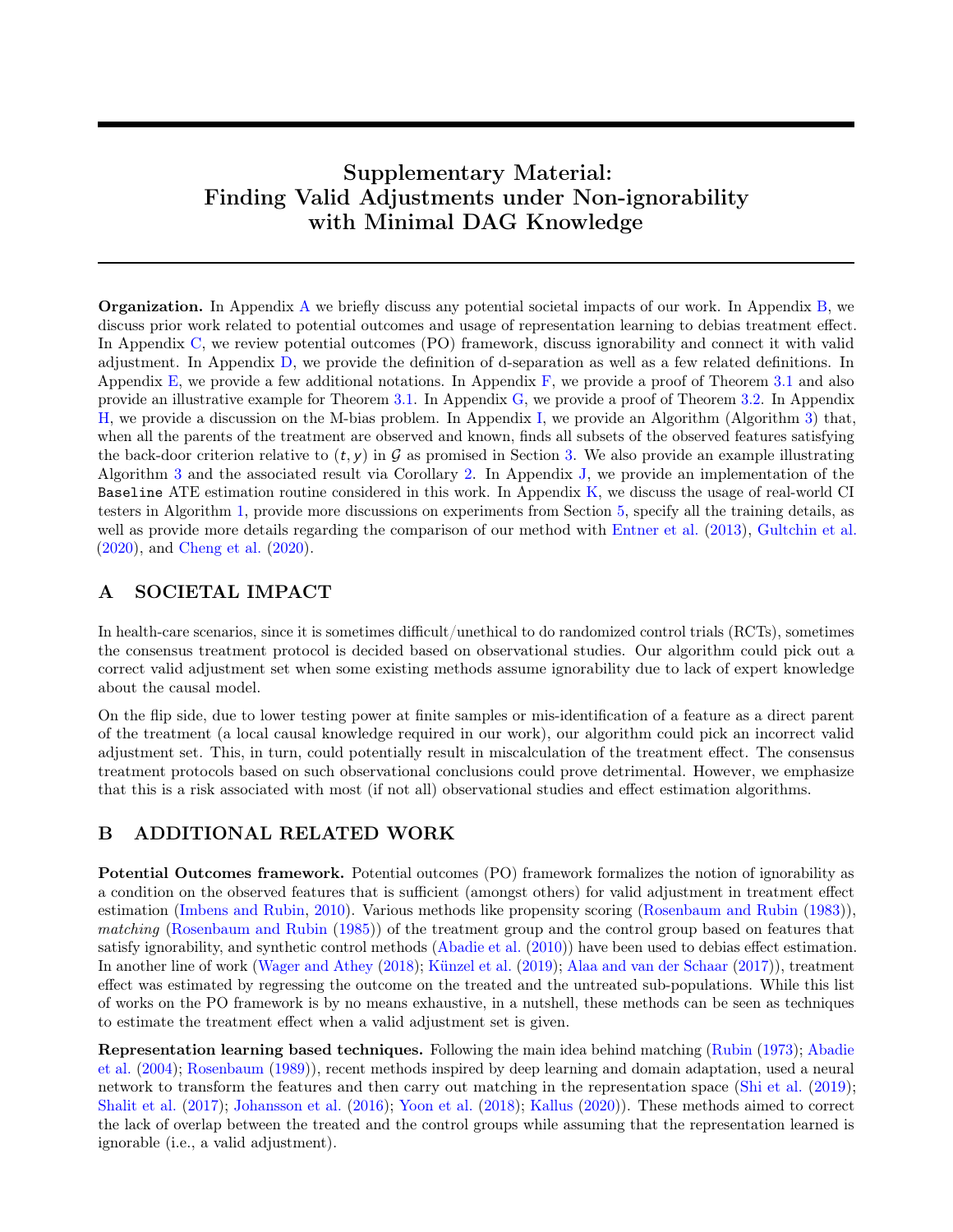# Supplementary Material: Finding Valid Adjustments under Non-ignorability with Minimal DAG Knowledge

**Organization.** In Appendix A we briefly discuss any potential societal impacts of our work. In Appendix B, we discuss prior work related to potential outcomes and usage of representation learning to debias treatment effect. In Appendix C, we review potential outcomes (PO) framework, discuss ignorability and connect it with valid adjustment. In Appendix D, we provide the definition of d-separation as well as a few related definitions. In Appendix E, we provide a few additional notations. In Appendix F, we provide a proof of Theorem 3.1 and also provide an illustrative example for Theorem 3.1. In Appendix G, we provide a proof of Theorem 3.2. In Appendix H, we provide a discussion on the M-bias problem. In Appendix I, we provide an Algorithm (Algorithm 3) that, when all the parents of the treatment are observed and known, finds all subsets of the observed features satisfying the back-door criterion relative to $(t, y)$ in $\mathcal{G}$ as promised in Section 3. We also provide an example illustrating Algorithm 3 and the associated result via Corollary 2. In Appendix J, we provide an implementation of the `Baseline` ATE estimation routine considered in this work. In Appendix K, we discuss the usage of real-world CI testers in Algorithm 1, provide more discussions on experiments from Section 5, specify all the training details, as well as provide more details regarding the comparison of our method with Entner et al. (2013), Gultchin et al. (2020), and Cheng et al. (2020).

## A SOCIETAL IMPACT

In health-care scenarios, since it is sometimes difficult/unethical to do randomized control trials (RCTs), sometimes the consensus treatment protocol is decided based on observational studies. Our algorithm could pick out a correct valid adjustment set when some existing methods assume ignorability due to lack of expert knowledge about the causal model.

On the flip side, due to lower testing power at finite samples or mis-identification of a feature as a direct parent of the treatment (a local causal knowledge required in our work), our algorithm could pick an incorrect valid adjustment set. This, in turn, could potentially result in miscalculation of the treatment effect. The consensus treatment protocols based on such observational conclusions could prove detrimental. However, we emphasize that this is a risk associated with most (if not all) observational studies and effect estimation algorithms.

## B ADDITIONAL RELATED WORK

**Potential Outcomes framework.** Potential outcomes (PO) framework formalizes the notion of ignorability as a condition on the observed features that is sufficient (amongst others) for valid adjustment in treatment effect estimation (Imbens and Rubin, 2010). Various methods like propensity scoring (Rosenbaum and Rubin (1983)), *matching* (Rosenbaum and Rubin (1985)) of the treatment group and the control group based on features that satisfy ignorability, and synthetic control methods (Abadie et al. (2010)) have been used to debias effect estimation. In another line of work (Wager and Athey (2018); Künzel et al. (2019); Alaa and van der Schaar (2017)), treatment effect was estimated by regressing the outcome on the treated and the untreated sub-populations. While this list of works on the PO framework is by no means exhaustive, in a nutshell, these methods can be seen as techniques to estimate the treatment effect when a valid adjustment set is given.

**Representation learning based techniques.** Following the main idea behind matching (Rubin (1973); Abadie et al. (2004); Rosenbaum (1989)), recent methods inspired by deep learning and domain adaptation, used a neural network to transform the features and then carry out matching in the representation space (Shi et al. (2019); Shalit et al. (2017); Johansson et al. (2016); Yoon et al. (2018); Kallus (2020)). These methods aimed to correct the lack of overlap between the treated and the control groups while assuming that the representation learned is ignorable (i.e., a valid adjustment).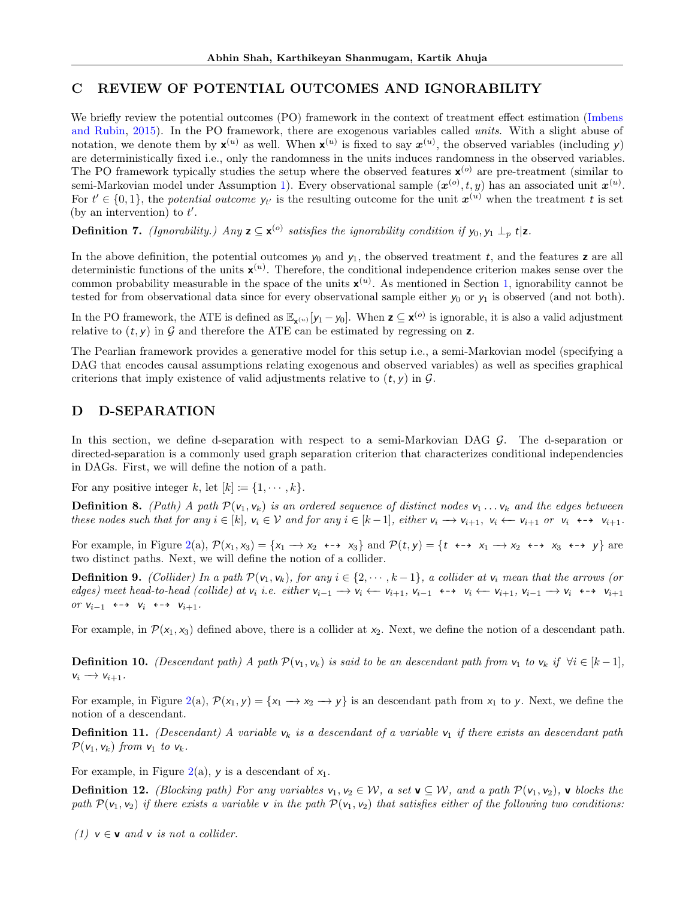## C REVIEW OF POTENTIAL OUTCOMES AND IGNORABILITY

We briefly review the potential outcomes (PO) framework in the context of treatment effect estimation (Imbens and Rubin, 2015). In the PO framework, there are exogenous variables called *units*. With a slight abuse of notation, we denote them by $\mathbf{x}^{(u)}$ as well. When $\mathbf{x}^{(u)}$ is fixed to say $\boldsymbol{x}^{(u)}$, the observed variables (including $y$) are deterministically fixed i.e., only the randomness in the units induces randomness in the observed variables. The PO framework typically studies the setup where the observed features $\mathbf{x}^{(o)}$ are pre-treatment (similar to semi-Markovian model under Assumption 1). Every observational sample $(\boldsymbol{x}^{(o)}, t, y)$ has an associated unit $\boldsymbol{x}^{(u)}$. For $t' \in \{0, 1\}$, the *potential outcome* $y_{t'}$ is the resulting outcome for the unit $\boldsymbol{x}^{(u)}$ when the treatment $t$ is set (by an intervention) to $t'$.

**Definition 7.** *(Ignorability.) Any $\mathbf{z} \subseteq \mathbf{x}^{(o)}$ satisfies the ignorability condition if $y_0, y_1 \perp_p t | \mathbf{z}$.*

In the above definition, the potential outcomes $y_0$ and $y_1$, the observed treatment $t$, and the features $\mathbf{z}$ are all deterministic functions of the units $\mathbf{x}^{(u)}$. Therefore, the conditional independence criterion makes sense over the common probability measurable in the space of the units $\mathbf{x}^{(u)}$. As mentioned in Section 1, ignorability cannot be tested for from observational data since for every observational sample either $y_0$ or $y_1$ is observed (and not both).

In the PO framework, the ATE is defined as $\mathbb{E}_{\mathbf{x}^{(u)}}[y_1 - y_0]$. When $\mathbf{z} \subseteq \mathbf{x}^{(o)}$ is ignorable, it is also a valid adjustment relative to $(t, y)$ in $\mathcal{G}$ and therefore the ATE can be estimated by regressing on $\mathbf{z}$.

The Pearlian framework provides a generative model for this setup i.e., a semi-Markovian model (specifying a DAG that encodes causal assumptions relating exogenous and observed variables) as well as specifies graphical criterions that imply existence of valid adjustments relative to $(t, y)$ in $\mathcal{G}$.

## D D-SEPARATION

In this section, we define d-separation with respect to a semi-Markovian DAG $\mathcal{G}$. The d-separation or directed-separation is a commonly used graph separation criterion that characterizes conditional independencies in DAGs. First, we will define the notion of a path.

For any positive integer $k$, let $[k] := \{1, \cdots, k\}$.

**Definition 8.** *(Path) A path $\mathcal{P}(v_1, v_k)$ is an ordered sequence of distinct nodes $v_1 \dots v_k$ and the edges between these nodes such that for any $i \in [k]$, $v_i \in \mathcal{V}$ and for any $i \in [k-1]$, either $v_i \longrightarrow v_{i+1}$, $v_i \longleftarrow v_{i+1}$ or $v_i \dashleftarrow\dashrightarrow v_{i+1}$.*

For example, in Figure 2(a), $\mathcal{P}(x_1, x_3) = \{x_1 \longrightarrow x_2 \dashleftarrow\dashrightarrow x_3\}$ and $\mathcal{P}(t, y) = \{t \dashleftarrow\dashrightarrow x_1 \longrightarrow x_2 \dashleftarrow\dashrightarrow x_3 \dashleftarrow\dashrightarrow y\}$ are two distinct paths. Next, we will define the notion of a collider.

**Definition 9.** *(Collider) In a path $\mathcal{P}(v_1, v_k)$, for any $i \in \{2, \cdots, k-1\}$, a collider at $v_i$ mean that the arrows (or edges) meet head-to-head (collide) at $v_i$ i.e. either $v_{i-1} \longrightarrow v_i \longleftarrow v_{i+1}$, $v_{i-1} \dashleftarrow\dashrightarrow v_i \longleftarrow v_{i+1}$, $v_{i-1} \longrightarrow v_i \dashleftarrow\dashrightarrow v_{i+1}$ or $v_{i-1} \dashleftarrow\dashrightarrow v_i \dashleftarrow\dashrightarrow v_{i+1}$.*

For example, in $\mathcal{P}(x_1, x_3)$ defined above, there is a collider at $x_2$. Next, we define the notion of a descendant path.

**Definition 10.** *(Descendant path) A path $\mathcal{P}(v_1, v_k)$ is said to be an descendant path from $v_1$ to $v_k$ if $\forall i \in [k-1]$, $v_i \longrightarrow v_{i+1}$.*

For example, in Figure 2(a), $\mathcal{P}(x_1, y) = \{x_1 \longrightarrow x_2 \longrightarrow y\}$ is an descendant path from $x_1$ to $y$. Next, we define the notion of a descendant.

**Definition 11.** *(Descendant) A variable $v_k$ is a descendant of a variable $v_1$ if there exists an descendant path $\mathcal{P}(v_1, v_k)$ from $v_1$ to $v_k$.*

For example, in Figure 2(a), $y$ is a descendant of $x_1$.

**Definition 12.** *(Blocking path) For any variables $v_1, v_2 \in \mathcal{W}$, a set $\mathbf{v} \subseteq \mathcal{W}$, and a path $\mathcal{P}(v_1, v_2)$, $\mathbf{v}$ blocks the path $\mathcal{P}(v_1, v_2)$ if there exists a variable $v$ in the path $\mathcal{P}(v_1, v_2)$ that satisfies either of the following two conditions:*

*(1) $v \in \mathbf{v}$ and $v$ is not a collider.*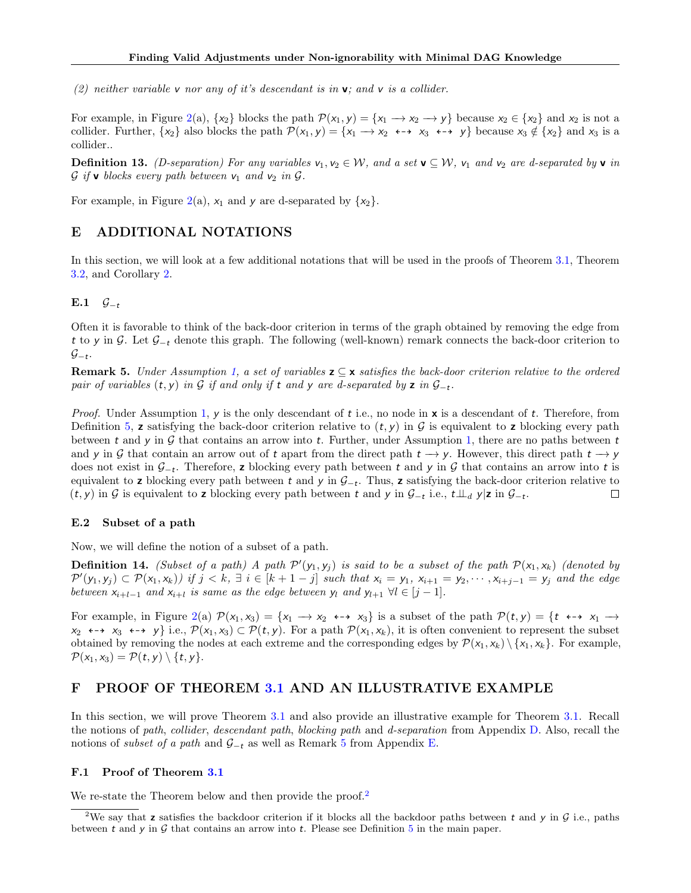*(2) neither variable $v$ nor any of it's descendant is in $\mathbf{v}$; and $v$ is a collider.*

For example, in Figure 2(a), $\{x_2\}$ blocks the path $\mathcal{P}(x_1, y) = \{x_1 \longrightarrow x_2 \longrightarrow y\}$ because $x_2 \in \{x_2\}$ and $x_2$ is not a collider. Further, $\{x_2\}$ also blocks the path $\mathcal{P}(x_1, y) = \{x_1 \longrightarrow x_2 \dashleftarrow\!\!\dashrightarrow x_3 \dashleftarrow\!\!\dashrightarrow y\}$ because $x_3 \notin \{x_2\}$ and $x_3$ is a collider..

**Definition 13.** *(D-separation) For any variables $v_1, v_2 \in \mathcal{W}$, and a set $\mathbf{v} \subseteq \mathcal{W}$, $v_1$ and $v_2$ are d-separated by $\mathbf{v}$ in $\mathcal{G}$ if $\mathbf{v}$ blocks every path between $v_1$ and $v_2$ in $\mathcal{G}$.*

For example, in Figure 2(a), $x_1$ and $y$ are d-separated by $\{x_2\}$.

# E ADDITIONAL NOTATIONS

In this section, we will look at a few additional notations that will be used in the proofs of Theorem 3.1, Theorem 3.2, and Corollary 2.

## E.1 $\mathcal{G}_{-t}$

Often it is favorable to think of the back-door criterion in terms of the graph obtained by removing the edge from $t$ to $y$ in $\mathcal{G}$. Let $\mathcal{G}_{-t}$ denote this graph. The following (well-known) remark connects the back-door criterion to $\mathcal{G}_{-t}$.

**Remark 5.** *Under Assumption 1, a set of variables $\mathbf{z} \subseteq \mathbf{x}$ satisfies the back-door criterion relative to the ordered pair of variables $(t, y)$ in $\mathcal{G}$ if and only if $t$ and $y$ are d-separated by $\mathbf{z}$ in $\mathcal{G}_{-t}$.*

*Proof.* Under Assumption 1, $y$ is the only descendant of $t$ i.e., no node in $\mathbf{x}$ is a descendant of $t$. Therefore, from Definition 5, $\mathbf{z}$ satisfying the back-door criterion relative to $(t, y)$ in $\mathcal{G}$ is equivalent to $\mathbf{z}$ blocking every path between $t$ and $y$ in $\mathcal{G}$ that contains an arrow into $t$. Further, under Assumption 1, there are no paths between $t$ and $y$ in $\mathcal{G}$ that contain an arrow out of $t$ apart from the direct path $t \longrightarrow y$. However, this direct path $t \longrightarrow y$ does not exist in $\mathcal{G}_{-t}$. Therefore, $\mathbf{z}$ blocking every path between $t$ and $y$ in $\mathcal{G}$ that contains an arrow into $t$ is equivalent to $\mathbf{z}$ blocking every path between $t$ and $y$ in $\mathcal{G}_{-t}$. Thus, $\mathbf{z}$ satisfying the back-door criterion relative to $(t, y)$ in $\mathcal{G}$ is equivalent to $\mathbf{z}$ blocking every path between $t$ and $y$ in $\mathcal{G}_{-t}$ i.e., $t \perp\!\!\!\perp_d y | \mathbf{z}$ in $\mathcal{G}_{-t}$. $\square$

## E.2 Subset of a path

Now, we will define the notion of a subset of a path.

**Definition 14.** *(Subset of a path) A path $\mathcal{P}'(y_1, y_j)$ is said to be a subset of the path $\mathcal{P}(x_1, x_k)$ (denoted by $\mathcal{P}'(y_1, y_j) \subset \mathcal{P}(x_1, x_k)$) if $j < k$, $\exists\ i \in [k + 1 - j]$ such that $x_i = y_1$, $x_{i+1} = y_2, \cdots, x_{i+j-1} = y_j$ and the edge between $x_{i+l-1}$ and $x_{i+l}$ is same as the edge between $y_l$ and $y_{l+1}$ $\forall l \in [j - 1]$.*

For example, in Figure 2(a) $\mathcal{P}(x_1, x_3) = \{x_1 \longrightarrow x_2 \dashleftarrow\!\!\dashrightarrow x_3\}$ is a subset of the path $\mathcal{P}(t, y) = \{t \dashleftarrow\!\!\dashrightarrow x_1 \longrightarrow x_2 \dashleftarrow\!\!\dashrightarrow x_3 \dashleftarrow\!\!\dashrightarrow y\}$ i.e., $\mathcal{P}(x_1, x_3) \subset \mathcal{P}(t, y)$. For a path $\mathcal{P}(x_1, x_k)$, it is often convenient to represent the subset obtained by removing the nodes at each extreme and the corresponding edges by $\mathcal{P}(x_1, x_k) \setminus \{x_1, x_k\}$. For example, $\mathcal{P}(x_1, x_3) = \mathcal{P}(t, y) \setminus \{t, y\}$.

# F PROOF OF THEOREM 3.1 AND AN ILLUSTRATIVE EXAMPLE

In this section, we will prove Theorem 3.1 and also provide an illustrative example for Theorem 3.1. Recall the notions of *path*, *collider*, *descendant path*, *blocking path* and *d-separation* from Appendix D. Also, recall the notions of *subset of a path* and $\mathcal{G}_{-t}$ as well as Remark 5 from Appendix E.

## F.1 Proof of Theorem 3.1

We re-state the Theorem below and then provide the proof.[2]

[2] We say that $\mathbf{z}$ satisfies the backdoor criterion if it blocks all the backdoor paths between $t$ and $y$ in $\mathcal{G}$ i.e., paths between $t$ and $y$ in $\mathcal{G}$ that contains an arrow into $t$. Please see Definition 5 in the main paper.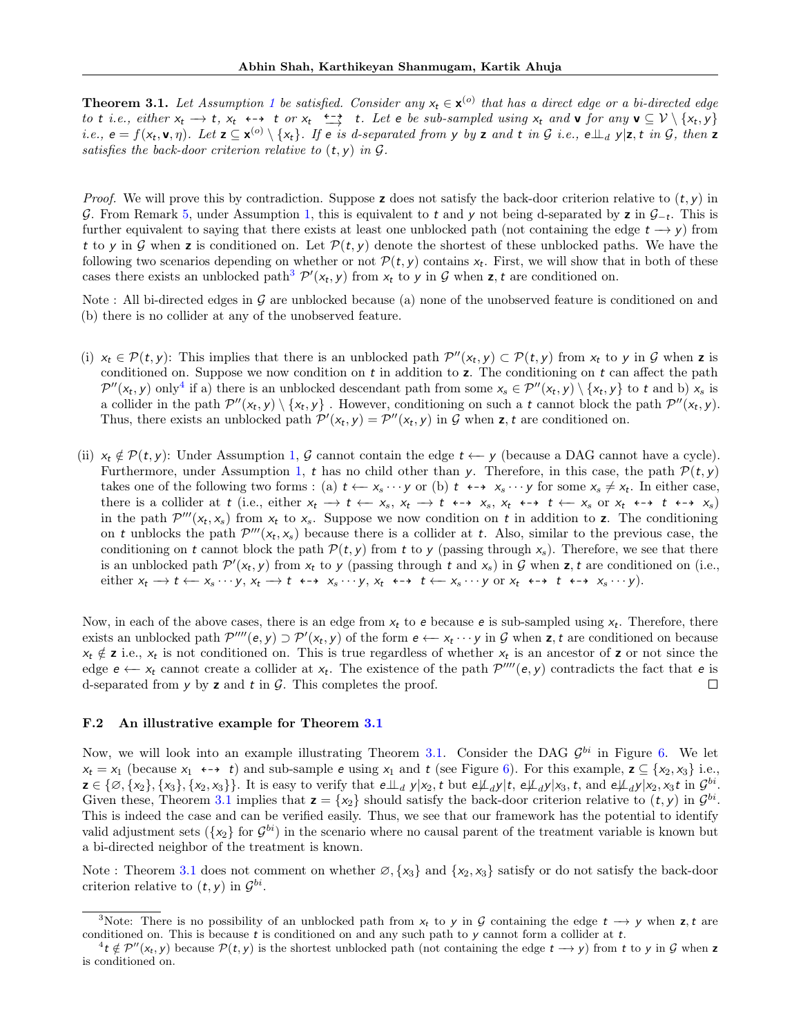**Theorem 3.1.** *Let Assumption 1 be satisfied. Consider any $x_t \in \mathbf{x}^{(o)}$ that has a direct edge or a bi-directed edge to $t$ i.e., either $x_t \longrightarrow t$, $x_t \leftrightarrow t$ or $x_t \overset{\leftrightarrow}{\longrightarrow} t$. Let $e$ be sub-sampled using $x_t$ and $\mathbf{v}$ for any $\mathbf{v} \subseteq \mathcal{V} \setminus \{x_t, y\}$ i.e., $e = f(x_t, \mathbf{v}, \eta)$. Let $\mathbf{z} \subseteq \mathbf{x}^{(o)} \setminus \{x_t\}$. If $e$ is d-separated from $y$ by $\mathbf{z}$ and $t$ in $\mathcal{G}$ i.e., $e \perp\!\!\!\perp_d y | \mathbf{z}, t$ in $\mathcal{G}$, then $\mathbf{z}$ satisfies the back-door criterion relative to $(t, y)$ in $\mathcal{G}$.*

*Proof.* We will prove this by contradiction. Suppose $\mathbf{z}$ does not satisfy the back-door criterion relative to $(t, y)$ in $\mathcal{G}$. From Remark 5, under Assumption 1, this is equivalent to $t$ and $y$ not being d-separated by $\mathbf{z}$ in $\mathcal{G}_{-t}$. This is further equivalent to saying that there exists at least one unblocked path (not containing the edge $t \longrightarrow y$) from $t$ to $y$ in $\mathcal{G}$ when $\mathbf{z}$ is conditioned on. Let $\mathcal{P}(t, y)$ denote the shortest of these unblocked paths. We have the following two scenarios depending on whether or not $\mathcal{P}(t, y)$ contains $x_t$. First, we will show that in both of these cases there exists an unblocked path[3] $\mathcal{P}'(x_t, y)$ from $x_t$ to $y$ in $\mathcal{G}$ when $\mathbf{z}, t$ are conditioned on.

Note : All bi-directed edges in $\mathcal{G}$ are unblocked because (a) none of the unobserved feature is conditioned on and (b) there is no collider at any of the unobserved feature.

(i) $x_t \in \mathcal{P}(t, y)$: This implies that there is an unblocked path $\mathcal{P}''(x_t, y) \subset \mathcal{P}(t, y)$ from $x_t$ to $y$ in $\mathcal{G}$ when $\mathbf{z}$ is conditioned on. Suppose we now condition on $t$ in addition to $\mathbf{z}$. The conditioning on $t$ can affect the path $\mathcal{P}''(x_t, y)$ only[4] if a) there is an unblocked descendant path from some $x_s \in \mathcal{P}''(x_t, y) \setminus \{x_t, y\}$ to $t$ and b) $x_s$ is a collider in the path $\mathcal{P}''(x_t, y) \setminus \{x_t, y\}$ . However, conditioning on such a $t$ cannot block the path $\mathcal{P}''(x_t, y)$. Thus, there exists an unblocked path $\mathcal{P}'(x_t, y) = \mathcal{P}''(x_t, y)$ in $\mathcal{G}$ when $\mathbf{z}, t$ are conditioned on.

(ii) $x_t \notin \mathcal{P}(t, y)$: Under Assumption 1, $\mathcal{G}$ cannot contain the edge $t \longleftarrow y$ (because a DAG cannot have a cycle). Furthermore, under Assumption 1, $t$ has no child other than $y$. Therefore, in this case, the path $\mathcal{P}(t, y)$ takes one of the following two forms : (a) $t \longleftarrow x_s \cdots y$ or (b) $t \leftrightarrow x_s \cdots y$ for some $x_s \neq x_t$. In either case, there is a collider at $t$ (i.e., either $x_t \longrightarrow t \longleftarrow x_s$, $x_t \longrightarrow t \leftrightarrow x_s$, $x_t \leftrightarrow t \longleftarrow x_s$ or $x_t \leftrightarrow t \leftrightarrow x_s$) in the path $\mathcal{P}'''(x_t, x_s)$ from $x_t$ to $x_s$. Suppose we now condition on $t$ in addition to $\mathbf{z}$. The conditioning on $t$ unblocks the path $\mathcal{P}'''(x_t, x_s)$ because there is a collider at $t$. Also, similar to the previous case, the conditioning on $t$ cannot block the path $\mathcal{P}(t, y)$ from $t$ to $y$ (passing through $x_s$). Therefore, we see that there is an unblocked path $\mathcal{P}'(x_t, y)$ from $x_t$ to $y$ (passing through $t$ and $x_s$) in $\mathcal{G}$ when $\mathbf{z}, t$ are conditioned on (i.e., either $x_t \longrightarrow t \longleftarrow x_s \cdots y$, $x_t \longrightarrow t \leftrightarrow x_s \cdots y$, $x_t \leftrightarrow t \longleftarrow x_s \cdots y$ or $x_t \leftrightarrow t \leftrightarrow x_s \cdots y$).

Now, in each of the above cases, there is an edge from $x_t$ to $e$ because $e$ is sub-sampled using $x_t$. Therefore, there exists an unblocked path $\mathcal{P}''''(e, y) \supset \mathcal{P}'(x_t, y)$ of the form $e \longleftarrow x_t \cdots y$ in $\mathcal{G}$ when $\mathbf{z}, t$ are conditioned on because $x_t \notin \mathbf{z}$ i.e., $x_t$ is not conditioned on. This is true regardless of whether $x_t$ is an ancestor of $\mathbf{z}$ or not since the edge $e \longleftarrow x_t$ cannot create a collider at $x_t$. The existence of the path $\mathcal{P}''''(e, y)$ contradicts the fact that $e$ is d-separated from $y$ by $\mathbf{z}$ and $t$ in $\mathcal{G}$. This completes the proof. ∎

### F.2 An illustrative example for Theorem 3.1

Now, we will look into an example illustrating Theorem 3.1. Consider the DAG $\mathcal{G}^{bi}$ in Figure 6. We let $x_t = x_1$ (because $x_1 \leftrightarrow t$) and sub-sample $e$ using $x_1$ and $t$ (see Figure 6). For this example, $\mathbf{z} \subseteq \{x_2, x_3\}$ i.e., $\mathbf{z} \in \{\varnothing, \{x_2\}, \{x_3\}, \{x_2, x_3\}\}$. It is easy to verify that $e \perp\!\!\!\perp_d y | x_2, t$ but $e \not\perp\!\!\!\perp_d y | t$, $e \not\perp\!\!\!\perp_d y | x_3, t$, and $e \not\perp\!\!\!\perp_d y | x_2, x_3 t$ in $\mathcal{G}^{bi}$. Given these, Theorem 3.1 implies that $\mathbf{z} = \{x_2\}$ should satisfy the back-door criterion relative to $(t, y)$ in $\mathcal{G}^{bi}$. This is indeed the case and can be verified easily. Thus, we see that our framework has the potential to identify valid adjustment sets ($\{x_2\}$ for $\mathcal{G}^{bi}$) in the scenario where no causal parent of the treatment variable is known but a bi-directed neighbor of the treatment is known.

Note : Theorem 3.1 does not comment on whether $\varnothing, \{x_3\}$ and $\{x_2, x_3\}$ satisfy or do not satisfy the back-door criterion relative to $(t, y)$ in $\mathcal{G}^{bi}$.

---

[3] Note: There is no possibility of an unblocked path from $x_t$ to $y$ in $\mathcal{G}$ containing the edge $t \longrightarrow y$ when $\mathbf{z}, t$ are conditioned on. This is because $t$ is conditioned on and any such path to $y$ cannot form a collider at $t$.

[4] $t \notin \mathcal{P}''(x_t, y)$ because $\mathcal{P}(t, y)$ is the shortest unblocked path (not containing the edge $t \longrightarrow y$) from $t$ to $y$ in $\mathcal{G}$ when $\mathbf{z}$ is conditioned on.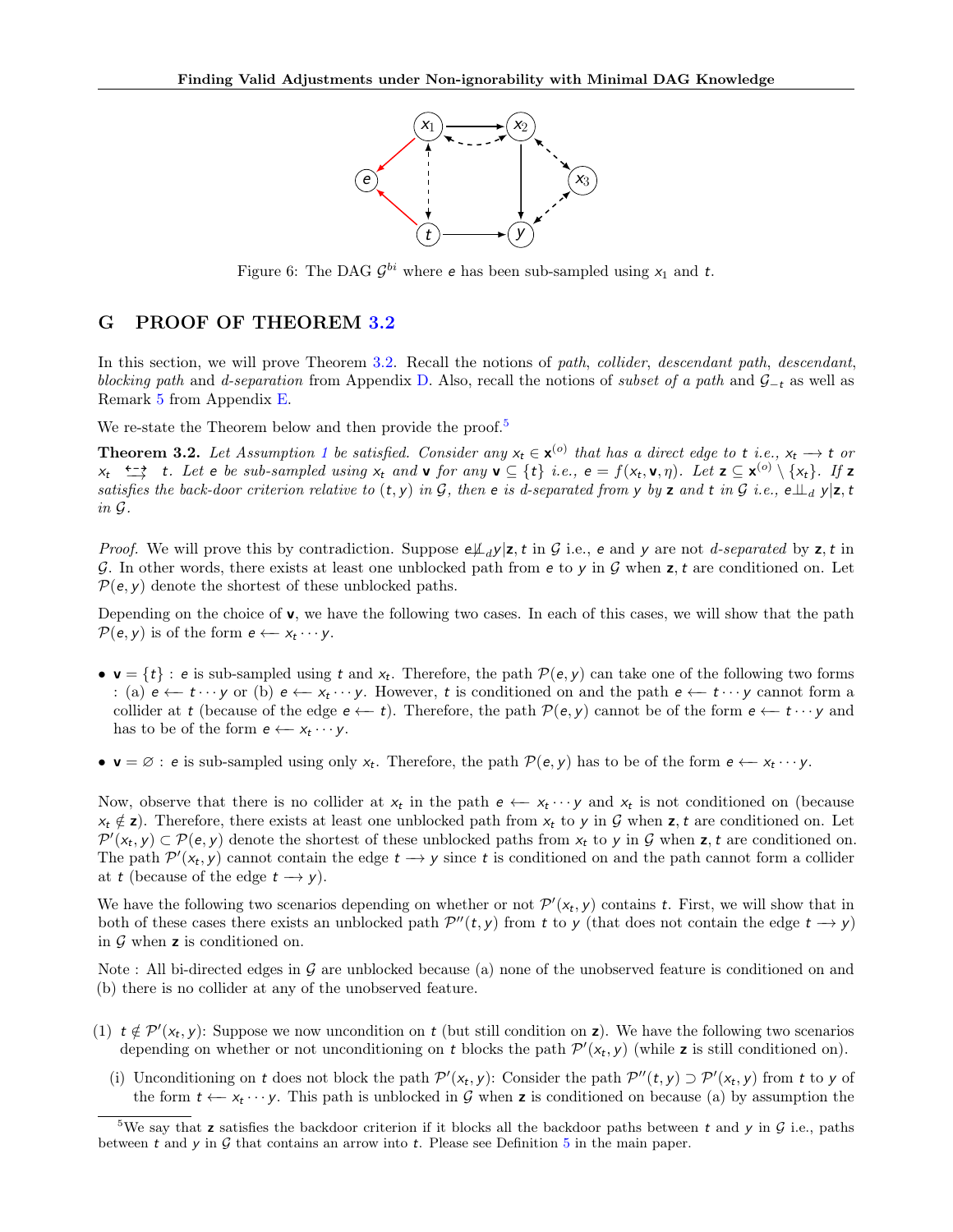Figure 6: The DAG $\mathcal{G}^{bi}$ where $e$ has been sub-sampled using $x_1$ and $t$.

## G PROOF OF THEOREM 3.2

In this section, we will prove Theorem 3.2. Recall the notions of *path*, *collider*, *descendant path*, *descendant*, *blocking path* and *d-separation* from Appendix D. Also, recall the notions of *subset of a path* and $\mathcal{G}_{-t}$ as well as Remark 5 from Appendix E.

We re-state the Theorem below and then provide the proof.[5]

**Theorem 3.2.** *Let Assumption 1 be satisfied. Consider any $x_t \in \mathbf{x}^{(o)}$ that has a direct edge to $t$ i.e., $x_t \longrightarrow t$ or $x_t \overset{\longleftarrow}{\dashrightarrow} t$. Let $e$ be sub-sampled using $x_t$ and $\mathbf{v}$ for any $\mathbf{v} \subseteq \{t\}$ i.e., $e = f(x_t, \mathbf{v}, \eta)$. Let $\mathbf{z} \subseteq \mathbf{x}^{(o)} \setminus \{x_t\}$. If $\mathbf{z}$ satisfies the back-door criterion relative to $(t, y)$ in $\mathcal{G}$, then $e$ is d-separated from $y$ by $\mathbf{z}$ and $t$ in $\mathcal{G}$ i.e., $e \perp\!\!\!\perp_d y | \mathbf{z}, t$ in $\mathcal{G}$.*

*Proof.* We will prove this by contradiction. Suppose $e \not\perp\!\!\!\perp_d y | \mathbf{z}, t$ in $\mathcal{G}$ i.e., $e$ and $y$ are not *d-separated* by $\mathbf{z}, t$ in $\mathcal{G}$. In other words, there exists at least one unblocked path from $e$ to $y$ in $\mathcal{G}$ when $\mathbf{z}, t$ are conditioned on. Let $\mathcal{P}(e, y)$ denote the shortest of these unblocked paths.

Depending on the choice of $\mathbf{v}$, we have the following two cases. In each of this cases, we will show that the path $\mathcal{P}(e, y)$ is of the form $e \longleftarrow x_t \cdots y$.

- $\mathbf{v} = \{t\}$ : $e$ is sub-sampled using $t$ and $x_t$. Therefore, the path $\mathcal{P}(e, y)$ can take one of the following two forms : (a) $e \longleftarrow t \cdots y$ or (b) $e \longleftarrow x_t \cdots y$. However, $t$ is conditioned on and the path $e \longleftarrow t \cdots y$ cannot form a collider at $t$ (because of the edge $e \longleftarrow t$). Therefore, the path $\mathcal{P}(e, y)$ cannot be of the form $e \longleftarrow t \cdots y$ and has to be of the form $e \longleftarrow x_t \cdots y$.
- $\mathbf{v} = \varnothing$ : $e$ is sub-sampled using only $x_t$. Therefore, the path $\mathcal{P}(e, y)$ has to be of the form $e \longleftarrow x_t \cdots y$.

Now, observe that there is no collider at $x_t$ in the path $e \longleftarrow x_t \cdots y$ and $x_t$ is not conditioned on (because $x_t \notin \mathbf{z}$). Therefore, there exists at least one unblocked path from $x_t$ to $y$ in $\mathcal{G}$ when $\mathbf{z}, t$ are conditioned on. Let $\mathcal{P}'(x_t, y) \subset \mathcal{P}(e, y)$ denote the shortest of these unblocked paths from $x_t$ to $y$ in $\mathcal{G}$ when $\mathbf{z}, t$ are conditioned on. The path $\mathcal{P}'(x_t, y)$ cannot contain the edge $t \longrightarrow y$ since $t$ is conditioned on and the path cannot form a collider at $t$ (because of the edge $t \longrightarrow y$).

We have the following two scenarios depending on whether or not $\mathcal{P}'(x_t, y)$ contains $t$. First, we will show that in both of these cases there exists an unblocked path $\mathcal{P}''(t, y)$ from $t$ to $y$ (that does not contain the edge $t \longrightarrow y$) in $\mathcal{G}$ when $\mathbf{z}$ is conditioned on.

Note : All bi-directed edges in $\mathcal{G}$ are unblocked because (a) none of the unobserved feature is conditioned on and (b) there is no collider at any of the unobserved feature.

(1) $t \notin \mathcal{P}'(x_t, y)$: Suppose we now uncondition on $t$ (but still condition on $\mathbf{z}$). We have the following two scenarios depending on whether or not unconditioning on $t$ blocks the path $\mathcal{P}'(x_t, y)$ (while $\mathbf{z}$ is still conditioned on).

   (i) Unconditioning on $t$ does not block the path $\mathcal{P}'(x_t, y)$: Consider the path $\mathcal{P}''(t, y) \supset \mathcal{P}'(x_t, y)$ from $t$ to $y$ of the form $t \longleftarrow x_t \cdots y$. This path is unblocked in $\mathcal{G}$ when $\mathbf{z}$ is conditioned on because (a) by assumption the

[5] We say that $\mathbf{z}$ satisfies the backdoor criterion if it blocks all the backdoor paths between $t$ and $y$ in $\mathcal{G}$ i.e., paths between $t$ and $y$ in $\mathcal{G}$ that contains an arrow into $t$. Please see Definition 5 in the main paper.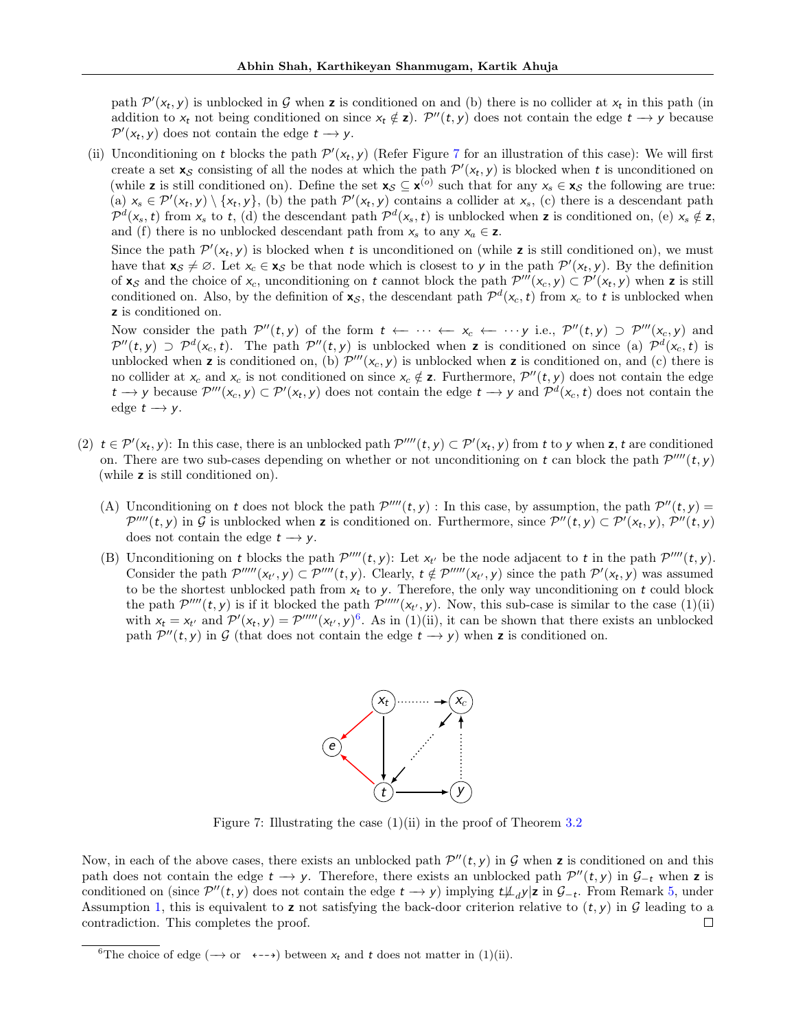path $\mathcal{P}'(x_t, y)$ is unblocked in $\mathcal{G}$ when $\mathbf{z}$ is conditioned on and (b) there is no collider at $x_t$ in this path (in addition to $x_t$ not being conditioned on since $x_t \notin \mathbf{z}$). $\mathcal{P}''(t, y)$ does not contain the edge $t \longrightarrow y$ because $\mathcal{P}'(x_t, y)$ does not contain the edge $t \longrightarrow y$.

(ii) Unconditioning on $t$ blocks the path $\mathcal{P}'(x_t, y)$ (Refer Figure 7 for an illustration of this case): We will first create a set $\mathbf{x}_{\mathcal{S}}$ consisting of all the nodes at which the path $\mathcal{P}'(x_t, y)$ is blocked when $t$ is unconditioned on (while $\mathbf{z}$ is still conditioned on). Define the set $\mathbf{x}_{\mathcal{S}} \subseteq \mathbf{x}^{(o)}$ such that for any $x_s \in \mathbf{x}_{\mathcal{S}}$ the following are true: (a) $x_s \in \mathcal{P}'(x_t, y) \setminus \{x_t, y\}$, (b) the path $\mathcal{P}'(x_t, y)$ contains a collider at $x_s$, (c) there is a descendant path $\mathcal{P}^d(x_s, t)$ from $x_s$ to $t$, (d) the descendant path $\mathcal{P}^d(x_s, t)$ is unblocked when $\mathbf{z}$ is conditioned on, (e) $x_s \notin \mathbf{z}$, and (f) there is no unblocked descendant path from $x_s$ to any $x_a \in \mathbf{z}$.

Since the path $\mathcal{P}'(x_t, y)$ is blocked when $t$ is unconditioned on (while $\mathbf{z}$ is still conditioned on), we must have that $\mathbf{x}_{\mathcal{S}} \neq \varnothing$. Let $x_c \in \mathbf{x}_{\mathcal{S}}$ be that node which is closest to $y$ in the path $\mathcal{P}'(x_t, y)$. By the definition of $\mathbf{x}_{\mathcal{S}}$ and the choice of $x_c$, unconditioning on $t$ cannot block the path $\mathcal{P}'''(x_c, y) \subset \mathcal{P}'(x_t, y)$ when $\mathbf{z}$ is still conditioned on. Also, by the definition of $\mathbf{x}_{\mathcal{S}}$, the descendant path $\mathcal{P}^d(x_c, t)$ from $x_c$ to $t$ is unblocked when $\mathbf{z}$ is conditioned on.

Now consider the path $\mathcal{P}''(t, y)$ of the form $t \longleftarrow \cdots \longleftarrow x_c \longleftarrow \cdots y$ i.e., $\mathcal{P}''(t, y) \supset \mathcal{P}'''(x_c, y)$ and $\mathcal{P}''(t, y) \supset \mathcal{P}^d(x_c, t)$. The path $\mathcal{P}''(t, y)$ is unblocked when $\mathbf{z}$ is conditioned on since (a) $\mathcal{P}^d(x_c, t)$ is unblocked when $\mathbf{z}$ is conditioned on, (b) $\mathcal{P}'''(x_c, y)$ is unblocked when $\mathbf{z}$ is conditioned on, and (c) there is no collider at $x_c$ and $x_c$ is not conditioned on since $x_c \notin \mathbf{z}$. Furthermore, $\mathcal{P}''(t, y)$ does not contain the edge $t \longrightarrow y$ because $\mathcal{P}'''(x_c, y) \subset \mathcal{P}'(x_t, y)$ does not contain the edge $t \longrightarrow y$ and $\mathcal{P}^d(x_c, t)$ does not contain the edge $t \longrightarrow y$.

(2) $t \in \mathcal{P}'(x_t, y)$: In this case, there is an unblocked path $\mathcal{P}''''(t, y) \subset \mathcal{P}'(x_t, y)$ from $t$ to $y$ when $\mathbf{z}, t$ are conditioned on. There are two sub-cases depending on whether or not unconditioning on $t$ can block the path $\mathcal{P}''''(t, y)$ (while $\mathbf{z}$ is still conditioned on).

(A) Unconditioning on $t$ does not block the path $\mathcal{P}''''(t, y)$ : In this case, by assumption, the path $\mathcal{P}''(t, y) = \mathcal{P}''''(t, y)$ in $\mathcal{G}$ is unblocked when $\mathbf{z}$ is conditioned on. Furthermore, since $\mathcal{P}''(t, y) \subset \mathcal{P}'(x_t, y)$, $\mathcal{P}''(t, y)$ does not contain the edge $t \longrightarrow y$.

(B) Unconditioning on $t$ blocks the path $\mathcal{P}''''(t, y)$: Let $x_{t'}$ be the node adjacent to $t$ in the path $\mathcal{P}''''(t, y)$. Consider the path $\mathcal{P}'''''(x_{t'}, y) \subset \mathcal{P}''''(t, y)$. Clearly, $t \notin \mathcal{P}'''''(x_{t'}, y)$ since the path $\mathcal{P}'(x_t, y)$ was assumed to be the shortest unblocked path from $x_t$ to $y$. Therefore, the only way unconditioning on $t$ could block the path $\mathcal{P}''''(t, y)$ is if it blocked the path $\mathcal{P}'''''(x_{t'}, y)$. Now, this sub-case is similar to the case (1)(ii) with $x_t = x_{t'}$ and $\mathcal{P}'(x_t, y) = \mathcal{P}'''''(x_{t'}, y)$[6]. As in (1)(ii), it can be shown that there exists an unblocked path $\mathcal{P}''(t, y)$ in $\mathcal{G}$ (that does not contain the edge $t \longrightarrow y$) when $\mathbf{z}$ is conditioned on.

Figure 7: Illustrating the case (1)(ii) in the proof of Theorem 3.2

Now, in each of the above cases, there exists an unblocked path $\mathcal{P}''(t, y)$ in $\mathcal{G}$ when $\mathbf{z}$ is conditioned on and this path does not contain the edge $t \longrightarrow y$. Therefore, there exists an unblocked path $\mathcal{P}''(t, y)$ in $\mathcal{G}_{-t}$ when $\mathbf{z}$ is conditioned on (since $\mathcal{P}''(t, y)$ does not contain the edge $t \longrightarrow y$) implying $t \not\perp\!\!\!\perp_d y | \mathbf{z}$ in $\mathcal{G}_{-t}$. From Remark 5, under Assumption 1, this is equivalent to $\mathbf{z}$ not satisfying the back-door criterion relative to $(t, y)$ in $\mathcal{G}$ leading to a contradiction. This completes the proof. □

[6]The choice of edge ($\longrightarrow$ or $\dashleftarrow\!\dashrightarrow$) between $x_t$ and $t$ does not matter in (1)(ii).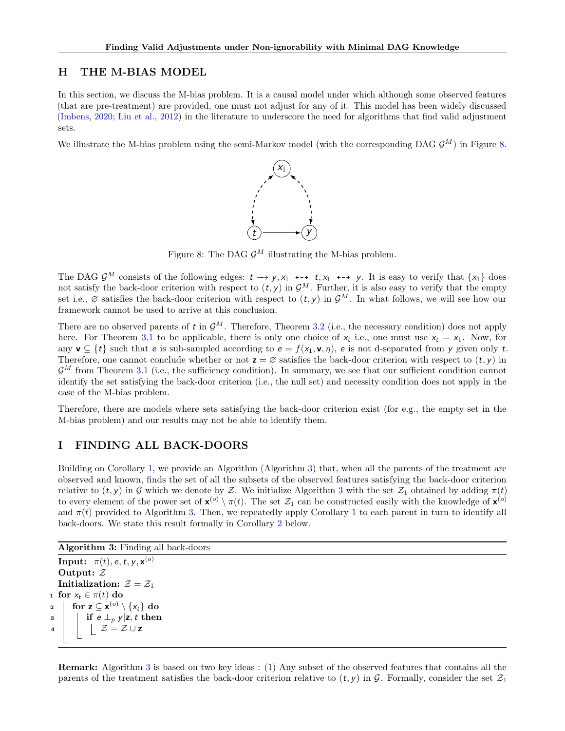# H THE M-BIAS MODEL

In this section, we discuss the M-bias problem. It is a causal model under which although some observed features (that are pre-treatment) are provided, one must not adjust for any of it. This model has been widely discussed (Imbens, 2020; Liu et al., 2012) in the literature to underscore the need for algorithms that find valid adjustment sets.

We illustrate the M-bias problem using the semi-Markov model (with the corresponding DAG $\mathcal{G}^M$) in Figure 8.

Figure 8: The DAG $\mathcal{G}^M$ illustrating the M-bias problem.

The DAG $\mathcal{G}^M$ consists of the following edges: $t \longrightarrow y, x_1 \dashleftarrow\dashrightarrow t, x_1 \dashleftarrow\dashrightarrow y$. It is easy to verify that $\{x_1\}$ does not satisfy the back-door criterion with respect to $(t, y)$ in $\mathcal{G}^M$. Further, it is also easy to verify that the empty set i.e., $\varnothing$ satisfies the back-door criterion with respect to $(t, y)$ in $\mathcal{G}^M$. In what follows, we will see how our framework cannot be used to arrive at this conclusion.

There are no observed parents of $t$ in $\mathcal{G}^M$. Therefore, Theorem 3.2 (i.e., the necessary condition) does not apply here. For Theorem 3.1 to be applicable, there is only one choice of $x_t$ i.e., one must use $x_t = x_1$. Now, for any $\mathbf{v} \subseteq \{t\}$ such that $e$ is sub-sampled according to $e = f(x_1, \mathbf{v}, \eta)$, $e$ is not d-separated from $y$ given only $t$. Therefore, one cannot conclude whether or not $\mathbf{z} = \varnothing$ satisfies the back-door criterion with respect to $(t, y)$ in $\mathcal{G}^M$ from Theorem 3.1 (i.e., the sufficiency condition). In summary, we see that our sufficient condition cannot identify the set satisfying the back-door criterion (i.e., the null set) and necessity condition does not apply in the case of the M-bias problem.

Therefore, there are models where sets satisfying the back-door criterion exist (for e.g., the empty set in the M-bias problem) and our results may not be able to identify them.

# I FINDING ALL BACK-DOORS

Building on Corollary 1, we provide an Algorithm (Algorithm 3) that, when all the parents of the treatment are observed and known, finds the set of all the subsets of the observed features satisfying the back-door criterion relative to $(t, y)$ in $\mathcal{G}$ which we denote by $\mathcal{Z}$. We initialize Algorithm 3 with the set $\mathcal{Z}_1$ obtained by adding $\pi(t)$ to every element of the power set of $\mathbf{x}^{(o)} \setminus \pi(t)$. The set $\mathcal{Z}_1$ can be constructed easily with the knowledge of $\mathbf{x}^{(o)}$ and $\pi(t)$ provided to Algorithm 3. Then, we repeatedly apply Corollary 1 to each parent in turn to identify all back-doors. We state this result formally in Corollary 2 below.

**Algorithm 3:** Finding all back-doors

**Input:** $\pi(t), e, t, y, \mathbf{x}^{(o)}$
**Output:** $\mathcal{Z}$
**Initialization:** $\mathcal{Z} = \mathcal{Z}_1$

```
1 for x_t ∈ π(t) do
2     for z ⊆ x^(o) \ {x_t} do
3         if e ⊥_p y | z, t then
4             Z = Z ∪ z
```

**Remark:** Algorithm 3 is based on two key ideas : (1) Any subset of the observed features that contains all the parents of the treatment satisfies the back-door criterion relative to $(t, y)$ in $\mathcal{G}$. Formally, consider the set $\mathcal{Z}_1$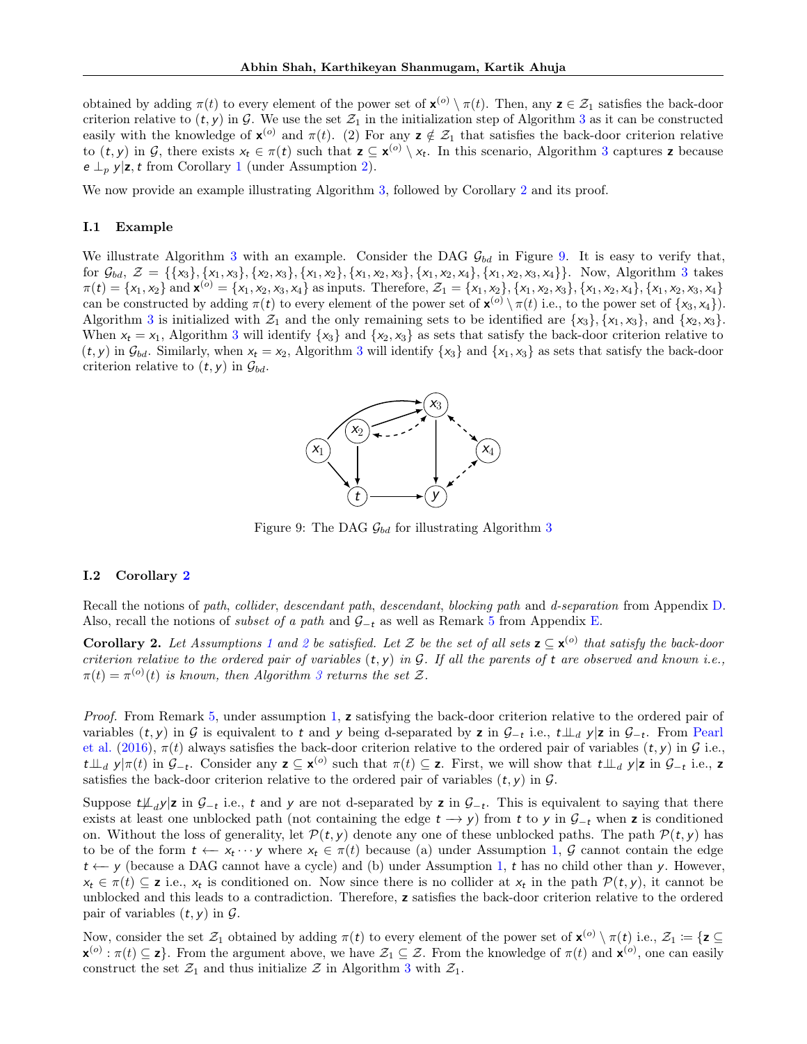obtained by adding $\pi(t)$ to every element of the power set of $\mathbf{x}^{(o)} \setminus \pi(t)$. Then, any $\mathbf{z} \in \mathcal{Z}_1$ satisfies the back-door criterion relative to $(t, y)$ in $\mathcal{G}$. We use the set $\mathcal{Z}_1$ in the initialization step of Algorithm 3 as it can be constructed easily with the knowledge of $\mathbf{x}^{(o)}$ and $\pi(t)$. (2) For any $\mathbf{z} \notin \mathcal{Z}_1$ that satisfies the back-door criterion relative to $(t, y)$ in $\mathcal{G}$, there exists $x_t \in \pi(t)$ such that $\mathbf{z} \subseteq \mathbf{x}^{(o)} \setminus x_t$. In this scenario, Algorithm 3 captures $\mathbf{z}$ because $e \perp_p y | \mathbf{z}, t$ from Corollary 1 (under Assumption 2).

We now provide an example illustrating Algorithm 3, followed by Corollary 2 and its proof.

### I.1 Example

We illustrate Algorithm 3 with an example. Consider the DAG $\mathcal{G}_{bd}$ in Figure 9. It is easy to verify that, for $\mathcal{G}_{bd}$, $\mathcal{Z} = \{\{x_3\}, \{x_1, x_3\}, \{x_2, x_3\}, \{x_1, x_2\}, \{x_1, x_2, x_3\}, \{x_1, x_2, x_4\}, \{x_1, x_2, x_3, x_4\}\}$. Now, Algorithm 3 takes $\pi(t) = \{x_1, x_2\}$ and $\mathbf{x}^{(o)} = \{x_1, x_2, x_3, x_4\}$ as inputs. Therefore, $\mathcal{Z}_1 = \{x_1, x_2\}, \{x_1, x_2, x_3\}, \{x_1, x_2, x_4\}, \{x_1, x_2, x_3, x_4\}$ can be constructed by adding $\pi(t)$ to every element of the power set of $\mathbf{x}^{(o)} \setminus \pi(t)$ i.e., to the power set of $\{x_3, x_4\}$). Algorithm 3 is initialized with $\mathcal{Z}_1$ and the only remaining sets to be identified are $\{x_3\}, \{x_1, x_3\}$, and $\{x_2, x_3\}$. When $x_t = x_1$, Algorithm 3 will identify $\{x_3\}$ and $\{x_2, x_3\}$ as sets that satisfy the back-door criterion relative to $(t, y)$ in $\mathcal{G}_{bd}$. Similarly, when $x_t = x_2$, Algorithm 3 will identify $\{x_3\}$ and $\{x_1, x_3\}$ as sets that satisfy the back-door criterion relative to $(t, y)$ in $\mathcal{G}_{bd}$.

Figure 9: The DAG $\mathcal{G}_{bd}$ for illustrating Algorithm 3

### I.2 Corollary 2

Recall the notions of *path*, *collider*, *descendant path*, *descendant*, *blocking path* and *d-separation* from Appendix D. Also, recall the notions of *subset of a path* and $\mathcal{G}_{-t}$ as well as Remark 5 from Appendix E.

**Corollary 2.** *Let Assumptions 1 and 2 be satisfied. Let $\mathcal{Z}$ be the set of all sets $\mathbf{z} \subseteq \mathbf{x}^{(o)}$ that satisfy the back-door criterion relative to the ordered pair of variables $(t, y)$ in $\mathcal{G}$. If all the parents of $t$ are observed and known i.e., $\pi(t) = \pi^{(o)}(t)$ is known, then Algorithm 3 returns the set $\mathcal{Z}$.*

*Proof.* From Remark 5, under assumption 1, $\mathbf{z}$ satisfying the back-door criterion relative to the ordered pair of variables $(t, y)$ in $\mathcal{G}$ is equivalent to $t$ and $y$ being d-separated by $\mathbf{z}$ in $\mathcal{G}_{-t}$ i.e., $t \perp\!\!\!\perp_d y | \mathbf{z}$ in $\mathcal{G}_{-t}$. From Pearl et al. (2016), $\pi(t)$ always satisfies the back-door criterion relative to the ordered pair of variables $(t, y)$ in $\mathcal{G}$ i.e., $t \perp\!\!\!\perp_d y | \pi(t)$ in $\mathcal{G}_{-t}$. Consider any $\mathbf{z} \subseteq \mathbf{x}^{(o)}$ such that $\pi(t) \subseteq \mathbf{z}$. First, we will show that $t \perp\!\!\!\perp_d y | \mathbf{z}$ in $\mathcal{G}_{-t}$ i.e., $\mathbf{z}$ satisfies the back-door criterion relative to the ordered pair of variables $(t, y)$ in $\mathcal{G}$.

Suppose $t \not\perp\!\!\!\perp_d y | \mathbf{z}$ in $\mathcal{G}_{-t}$ i.e., $t$ and $y$ are not d-separated by $\mathbf{z}$ in $\mathcal{G}_{-t}$. This is equivalent to saying that there exists at least one unblocked path (not containing the edge $t \longrightarrow y$) from $t$ to $y$ in $\mathcal{G}_{-t}$ when $\mathbf{z}$ is conditioned on. Without the loss of generality, let $\mathcal{P}(t, y)$ denote any one of these unblocked paths. The path $\mathcal{P}(t, y)$ has to be of the form $t \longleftarrow x_t \cdots y$ where $x_t \in \pi(t)$ because (a) under Assumption 1, $\mathcal{G}$ cannot contain the edge $t \longleftarrow y$ (because a DAG cannot have a cycle) and (b) under Assumption 1, $t$ has no child other than $y$. However, $x_t \in \pi(t) \subseteq \mathbf{z}$ i.e., $x_t$ is conditioned on. Now since there is no collider at $x_t$ in the path $\mathcal{P}(t, y)$, it cannot be unblocked and this leads to a contradiction. Therefore, $\mathbf{z}$ satisfies the back-door criterion relative to the ordered pair of variables $(t, y)$ in $\mathcal{G}$.

Now, consider the set $\mathcal{Z}_1$ obtained by adding $\pi(t)$ to every element of the power set of $\mathbf{x}^{(o)} \setminus \pi(t)$ i.e., $\mathcal{Z}_1 \coloneqq \{\mathbf{z} \subseteq \mathbf{x}^{(o)} : \pi(t) \subseteq \mathbf{z}\}$. From the argument above, we have $\mathcal{Z}_1 \subseteq \mathcal{Z}$. From the knowledge of $\pi(t)$ and $\mathbf{x}^{(o)}$, one can easily construct the set $\mathcal{Z}_1$ and thus initialize $\mathcal{Z}$ in Algorithm 3 with $\mathcal{Z}_1$.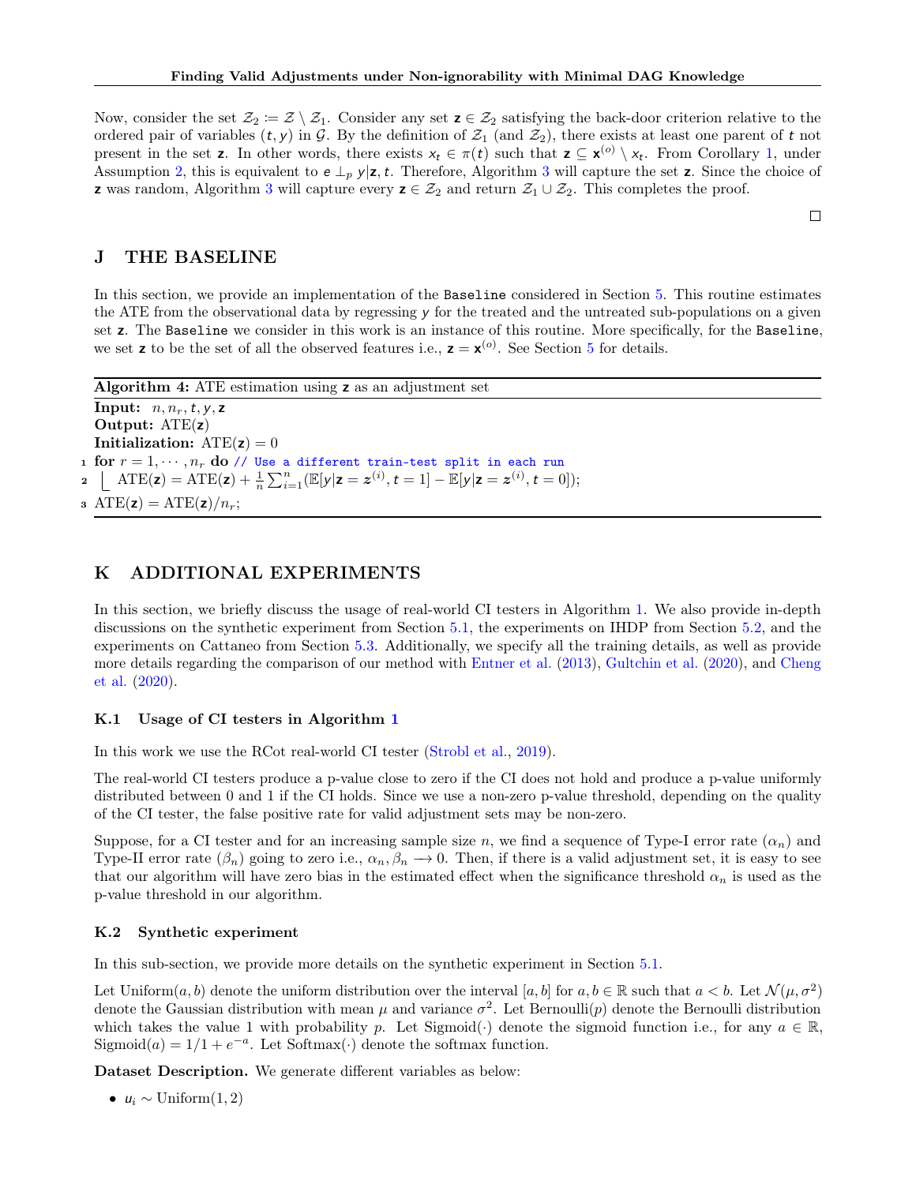Now, consider the set $\mathcal{Z}_2 \coloneqq \mathcal{Z} \setminus \mathcal{Z}_1$. Consider any set $\mathbf{z} \in \mathcal{Z}_2$ satisfying the back-door criterion relative to the ordered pair of variables $(t, y)$ in $\mathcal{G}$. By the definition of $\mathcal{Z}_1$ (and $\mathcal{Z}_2$), there exists at least one parent of $t$ not present in the set $\mathbf{z}$. In other words, there exists $x_t \in \pi(t)$ such that $\mathbf{z} \subseteq \mathbf{x}^{(o)} \setminus x_t$. From Corollary 1, under Assumption 2, this is equivalent to $e \perp_p y | \mathbf{z}, t$. Therefore, Algorithm 3 will capture the set $\mathbf{z}$. Since the choice of $\mathbf{z}$ was random, Algorithm 3 will capture every $\mathbf{z} \in \mathcal{Z}_2$ and return $\mathcal{Z}_1 \cup \mathcal{Z}_2$. This completes the proof.

□

# J THE BASELINE

In this section, we provide an implementation of the Baseline considered in Section 5. This routine estimates the ATE from the observational data by regressing $y$ for the treated and the untreated sub-populations on a given set $\mathbf{z}$. The Baseline we consider in this work is an instance of this routine. More specifically, for the Baseline, we set $\mathbf{z}$ to be the set of all the observed features i.e., $\mathbf{z} = \mathbf{x}^{(o)}$. See Section 5 for details.

**Algorithm 4:** ATE estimation using $\mathbf{z}$ as an adjustment set

**Input:** $n, n_r, t, y, \mathbf{z}$
**Output:** $\text{ATE}(\mathbf{z})$
**Initialization:** $\text{ATE}(\mathbf{z}) = 0$

1 **for** $r = 1, \cdots, n_r$ **do** // Use a different train-test split in each run
2 $\quad \text{ATE}(\mathbf{z}) = \text{ATE}(\mathbf{z}) + \frac{1}{n}\sum_{i=1}^{n}(\mathbb{E}[y|\mathbf{z} = z^{(i)}, t = 1] - \mathbb{E}[y|\mathbf{z} = z^{(i)}, t = 0]);$
3 $\text{ATE}(\mathbf{z}) = \text{ATE}(\mathbf{z})/n_r;$

# K ADDITIONAL EXPERIMENTS

In this section, we briefly discuss the usage of real-world CI testers in Algorithm 1. We also provide in-depth discussions on the synthetic experiment from Section 5.1, the experiments on IHDP from Section 5.2, and the experiments on Cattaneo from Section 5.3. Additionally, we specify all the training details, as well as provide more details regarding the comparison of our method with Entner et al. (2013), Gultchin et al. (2020), and Cheng et al. (2020).

## K.1 Usage of CI testers in Algorithm 1

In this work we use the RCot real-world CI tester (Strobl et al., 2019).

The real-world CI testers produce a p-value close to zero if the CI does not hold and produce a p-value uniformly distributed between 0 and 1 if the CI holds. Since we use a non-zero p-value threshold, depending on the quality of the CI tester, the false positive rate for valid adjustment sets may be non-zero.

Suppose, for a CI tester and for an increasing sample size $n$, we find a sequence of Type-I error rate $(\alpha_n)$ and Type-II error rate $(\beta_n)$ going to zero i.e., $\alpha_n, \beta_n \longrightarrow 0$. Then, if there is a valid adjustment set, it is easy to see that our algorithm will have zero bias in the estimated effect when the significance threshold $\alpha_n$ is used as the p-value threshold in our algorithm.

## K.2 Synthetic experiment

In this sub-section, we provide more details on the synthetic experiment in Section 5.1.

Let $\text{Uniform}(a, b)$ denote the uniform distribution over the interval $[a, b]$ for $a, b \in \mathbb{R}$ such that $a < b$. Let $\mathcal{N}(\mu, \sigma^2)$ denote the Gaussian distribution with mean $\mu$ and variance $\sigma^2$. Let $\text{Bernoulli}(p)$ denote the Bernoulli distribution which takes the value 1 with probability $p$. Let $\text{Sigmoid}(\cdot)$ denote the sigmoid function i.e., for any $a \in \mathbb{R}$, $\text{Sigmoid}(a) = 1/1 + e^{-a}$. Let $\text{Softmax}(\cdot)$ denote the softmax function.

**Dataset Description.** We generate different variables as below:

- $u_i \sim \text{Uniform}(1, 2)$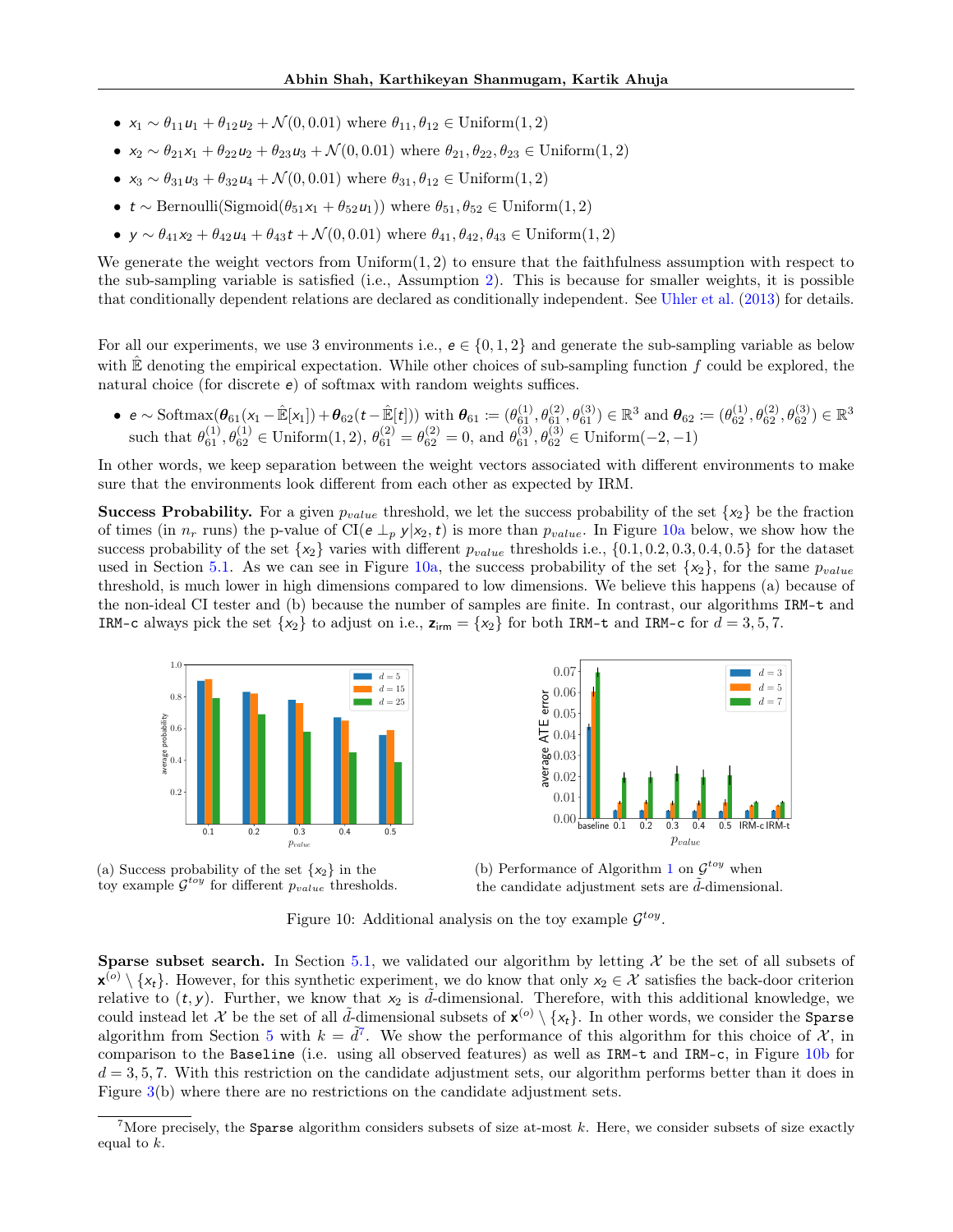- $x_1 \sim \theta_{11} u_1 + \theta_{12} u_2 + \mathcal{N}(0, 0.01)$ where $\theta_{11}, \theta_{12} \in \text{Uniform}(1, 2)$
- $x_2 \sim \theta_{21} x_1 + \theta_{22} u_2 + \theta_{23} u_3 + \mathcal{N}(0, 0.01)$ where $\theta_{21}, \theta_{22}, \theta_{23} \in \text{Uniform}(1, 2)$
- $x_3 \sim \theta_{31} u_3 + \theta_{32} u_4 + \mathcal{N}(0, 0.01)$ where $\theta_{31}, \theta_{12} \in \text{Uniform}(1, 2)$
- $t \sim \text{Bernoulli}(\text{Sigmoid}(\theta_{51} x_1 + \theta_{52} u_1))$ where $\theta_{51}, \theta_{52} \in \text{Uniform}(1, 2)$
- $y \sim \theta_{41} x_2 + \theta_{42} u_4 + \theta_{43} t + \mathcal{N}(0, 0.01)$ where $\theta_{41}, \theta_{42}, \theta_{43} \in \text{Uniform}(1, 2)$

We generate the weight vectors from Uniform(1, 2) to ensure that the faithfulness assumption with respect to the sub-sampling variable is satisfied (i.e., Assumption 2). This is because for smaller weights, it is possible that conditionally dependent relations are declared as conditionally independent. See Uhler et al. (2013) for details.

For all our experiments, we use 3 environments i.e., $e \in \{0, 1, 2\}$ and generate the sub-sampling variable as below with $\hat{\mathbb{E}}$ denoting the empirical expectation. While other choices of sub-sampling function $f$ could be explored, the natural choice (for discrete $e$) of softmax with random weights suffices.

- $e \sim \text{Softmax}(\boldsymbol{\theta}_{61}(x_1 - \hat{\mathbb{E}}[x_1]) + \boldsymbol{\theta}_{62}(t - \hat{\mathbb{E}}[t]))$ with $\boldsymbol{\theta}_{61} := (\theta_{61}^{(1)}, \theta_{61}^{(2)}, \theta_{61}^{(3)}) \in \mathbb{R}^3$ and $\boldsymbol{\theta}_{62} := (\theta_{62}^{(1)}, \theta_{62}^{(2)}, \theta_{62}^{(3)}) \in \mathbb{R}^3$ such that $\theta_{61}^{(1)}, \theta_{62}^{(1)} \in \text{Uniform}(1, 2)$, $\theta_{61}^{(2)} = \theta_{62}^{(2)} = 0$, and $\theta_{61}^{(3)}, \theta_{62}^{(3)} \in \text{Uniform}(-2, -1)$

In other words, we keep separation between the weight vectors associated with different environments to make sure that the environments look different from each other as expected by IRM.

**Success Probability.** For a given $p_{value}$ threshold, we let the success probability of the set $\{x_2\}$ be the fraction of times (in $n_r$ runs) the p-value of $\text{CI}(e \perp_p y | x_2, t)$ is more than $p_{value}$. In Figure 10a below, we show how the success probability of the set $\{x_2\}$ varies with different $p_{value}$ thresholds i.e., $\{0.1, 0.2, 0.3, 0.4, 0.5\}$ for the dataset used in Section 5.1. As we can see in Figure 10a, the success probability of the set $\{x_2\}$, for the same $p_{value}$ threshold, is much lower in high dimensions compared to low dimensions. We believe this happens (a) because of the non-ideal CI tester and (b) because the number of samples are finite. In contrast, our algorithms `IRM-t` and `IRM-c` always pick the set $\{x_2\}$ to adjust on i.e., $\mathbf{z}_{\text{irm}} = \{x_2\}$ for both `IRM-t` and `IRM-c` for $d = 3, 5, 7$.

(a) Success probability of the set $\{x_2\}$ in the toy example $\mathcal{G}^{toy}$ for different $p_{value}$ thresholds.

(b) Performance of Algorithm 1 on $\mathcal{G}^{toy}$ when the candidate adjustment sets are $\tilde{d}$-dimensional.

Figure 10: Additional analysis on the toy example $\mathcal{G}^{toy}$.

**Sparse subset search.** In Section 5.1, we validated our algorithm by letting $\mathcal{X}$ be the set of all subsets of $\mathbf{x}^{(o)} \setminus \{x_t\}$. However, for this synthetic experiment, we do know that only $x_2 \in \mathcal{X}$ satisfies the back-door criterion relative to $(t, y)$. Further, we know that $x_2$ is $\tilde{d}$-dimensional. Therefore, with this additional knowledge, we could instead let $\mathcal{X}$ be the set of all $\tilde{d}$-dimensional subsets of $\mathbf{x}^{(o)} \setminus \{x_t\}$. In other words, we consider the `Sparse` algorithm from Section 5 with $k = \tilde{d}$[7]. We show the performance of this algorithm for this choice of $\mathcal{X}$, in comparison to the `Baseline` (i.e. using all observed features) as well as `IRM-t` and `IRM-c`, in Figure 10b for $d = 3, 5, 7$. With this restriction on the candidate adjustment sets, our algorithm performs better than it does in Figure 3(b) where there are no restrictions on the candidate adjustment sets.

[7]More precisely, the `Sparse` algorithm considers subsets of size at-most $k$. Here, we consider subsets of size exactly equal to $k$.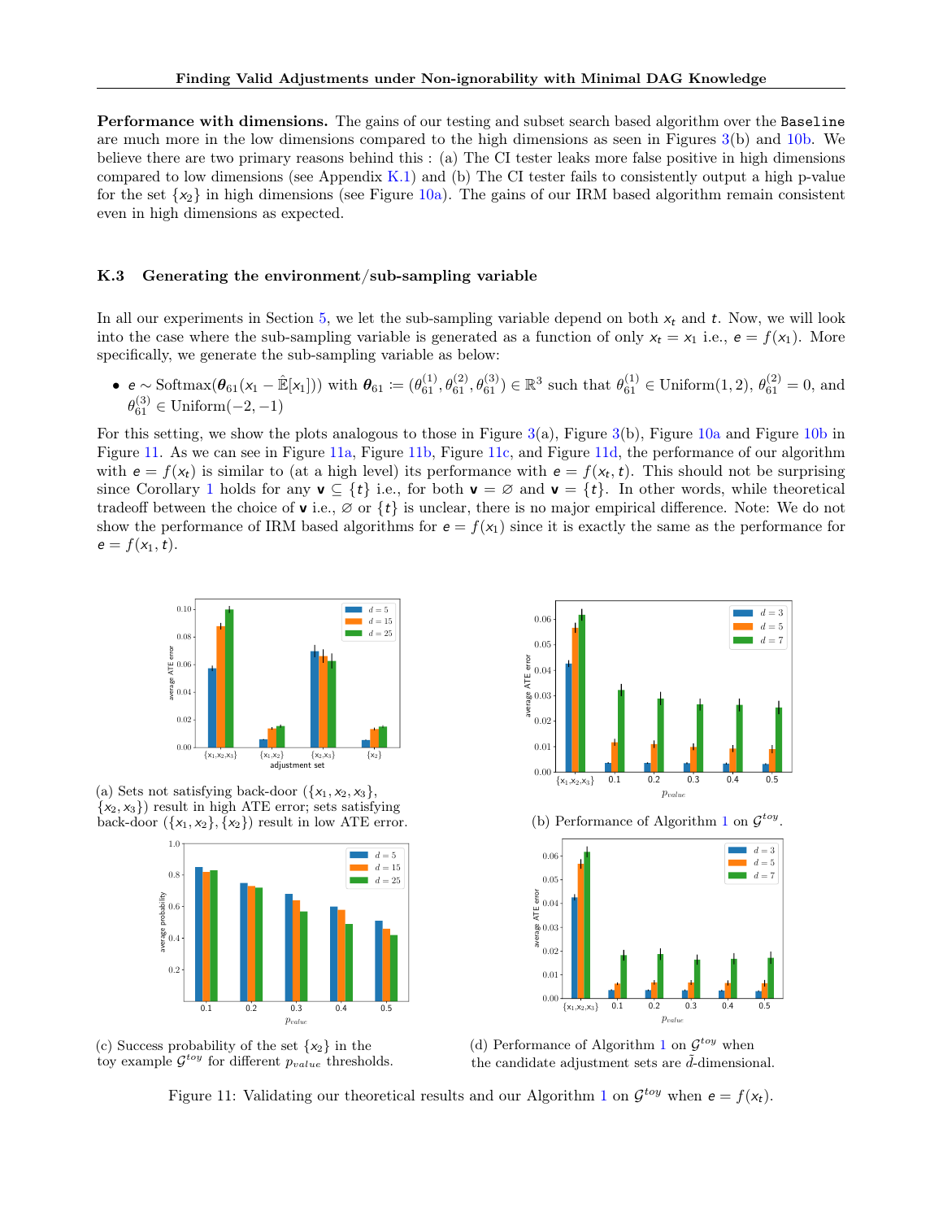**Performance with dimensions.** The gains of our testing and subset search based algorithm over the Baseline are much more in the low dimensions compared to the high dimensions as seen in Figures 3(b) and 10b. We believe there are two primary reasons behind this : (a) The CI tester leaks more false positive in high dimensions compared to low dimensions (see Appendix K.1) and (b) The CI tester fails to consistently output a high p-value for the set $\{x_2\}$ in high dimensions (see Figure 10a). The gains of our IRM based algorithm remain consistent even in high dimensions as expected.

### K.3 Generating the environment/sub-sampling variable

In all our experiments in Section 5, we let the sub-sampling variable depend on both $x_t$ and $t$. Now, we will look into the case where the sub-sampling variable is generated as a function of only $x_t = x_1$ i.e., $e = f(x_1)$. More specifically, we generate the sub-sampling variable as below:

- $e \sim \text{Softmax}(\boldsymbol{\theta}_{61}(x_1 - \hat{\mathbb{E}}[x_1]))$ with $\boldsymbol{\theta}_{61} := (\theta_{61}^{(1)}, \theta_{61}^{(2)}, \theta_{61}^{(3)}) \in \mathbb{R}^3$ such that $\theta_{61}^{(1)} \in \text{Uniform}(1, 2)$, $\theta_{61}^{(2)} = 0$, and $\theta_{61}^{(3)} \in \text{Uniform}(-2, -1)$

For this setting, we show the plots analogous to those in Figure 3(a), Figure 3(b), Figure 10a and Figure 10b in Figure 11. As we can see in Figure 11a, Figure 11b, Figure 11c, and Figure 11d, the performance of our algorithm with $e = f(x_t)$ is similar to (at a high level) its performance with $e = f(x_t, t)$. This should not be surprising since Corollary 1 holds for any $\mathbf{v} \subseteq \{t\}$ i.e., for both $\mathbf{v} = \varnothing$ and $\mathbf{v} = \{t\}$. In other words, while theoretical tradeoff between the choice of $\mathbf{v}$ i.e., $\varnothing$ or $\{t\}$ is unclear, there is no major empirical difference. Note: We do not show the performance of IRM based algorithms for $e = f(x_1)$ since it is exactly the same as the performance for $e = f(x_1, t)$.

(a) Sets not satisfying back-door ($\{x_1, x_2, x_3\}$, $\{x_2, x_3\}$) result in high ATE error; sets satisfying back-door ($\{x_1, x_2\}$, $\{x_2\}$) result in low ATE error.

(b) Performance of Algorithm 1 on $\mathcal{G}^{toy}$.

(c) Success probability of the set $\{x_2\}$ in the toy example $\mathcal{G}^{toy}$ for different $p_{value}$ thresholds.

(d) Performance of Algorithm 1 on $\mathcal{G}^{toy}$ when the candidate adjustment sets are $\tilde{d}$-dimensional.

Figure 11: Validating our theoretical results and our Algorithm 1 on $\mathcal{G}^{toy}$ when $e = f(x_t)$.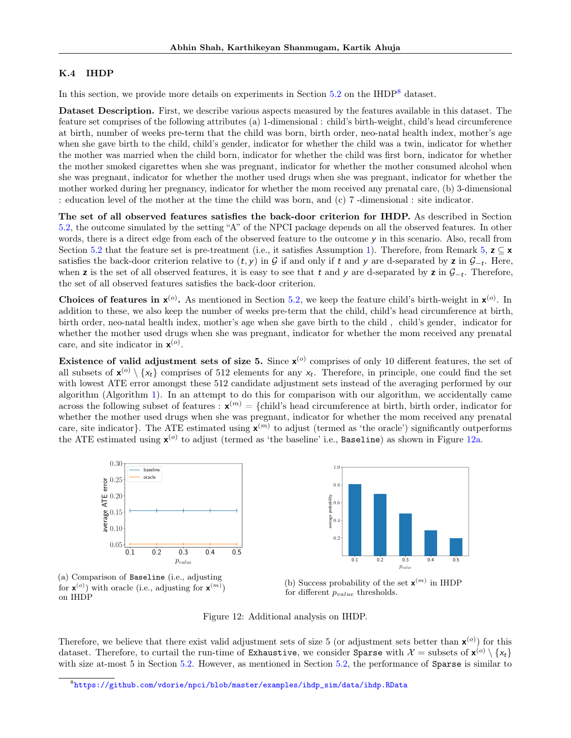### K.4 IHDP

In this section, we provide more details on experiments in Section 5.2 on the IHDP[8] dataset.

**Dataset Description.** First, we describe various aspects measured by the features available in this dataset. The feature set comprises of the following attributes (a) 1-dimensional : child's birth-weight, child's head circumference at birth, number of weeks pre-term that the child was born, birth order, neo-natal health index, mother's age when she gave birth to the child, child's gender, indicator for whether the child was a twin, indicator for whether the mother was married when the child born, indicator for whether the child was first born, indicator for whether the mother smoked cigarettes when she was pregnant, indicator for whether the mother consumed alcohol when she was pregnant, indicator for whether the mother used drugs when she was pregnant, indicator for whether the mother worked during her pregnancy, indicator for whether the mom received any prenatal care, (b) 3-dimensional : education level of the mother at the time the child was born, and (c) 7 -dimensional : site indicator.

**The set of all observed features satisfies the back-door criterion for IHDP.** As described in Section 5.2, the outcome simulated by the setting "A" of the NPCI package depends on all the observed features. In other words, there is a direct edge from each of the observed feature to the outcome $y$ in this scenario. Also, recall from Section 5.2 that the feature set is pre-treatment (i.e., it satisfies Assumption 1). Therefore, from Remark 5, $\mathbf{z} \subseteq \mathbf{x}$ satisfies the back-door criterion relative to $(t, y)$ in $\mathcal{G}$ if and only if $t$ and $y$ are d-separated by $\mathbf{z}$ in $\mathcal{G}_{-t}$. Here, when $\mathbf{z}$ is the set of all observed features, it is easy to see that $t$ and $y$ are d-separated by $\mathbf{z}$ in $\mathcal{G}_{-t}$. Therefore, the set of all observed features satisfies the back-door criterion.

**Choices of features in $\mathbf{x}^{(o)}$.** As mentioned in Section 5.2, we keep the feature child's birth-weight in $\mathbf{x}^{(o)}$. In addition to these, we also keep the number of weeks pre-term that the child, child's head circumference at birth, birth order, neo-natal health index, mother's age when she gave birth to the child , child's gender, indicator for whether the mother used drugs when she was pregnant, indicator for whether the mom received any prenatal care, and site indicator in $\mathbf{x}^{(o)}$.

**Existence of valid adjustment sets of size 5.** Since $\mathbf{x}^{(o)}$ comprises of only 10 different features, the set of all subsets of $\mathbf{x}^{(o)} \setminus \{x_t\}$ comprises of 512 elements for any $x_t$. Therefore, in principle, one could find the set with lowest ATE error amongst these 512 candidate adjustment sets instead of the averaging performed by our algorithm (Algorithm 1). In an attempt to do this for comparison with our algorithm, we accidentally came across the following subset of features : $\mathbf{x}^{(m)} = \{$child's head circumference at birth, birth order, indicator for whether the mother used drugs when she was pregnant, indicator for whether the mom received any prenatal care, site indicator$\}$. The ATE estimated using $\mathbf{x}^{(m)}$ to adjust (termed as 'the oracle') significantly outperforms the ATE estimated using $\mathbf{x}^{(o)}$ to adjust (termed as 'the baseline' i.e., `Baseline`) as shown in Figure 12a.

(a) Comparison of `Baseline` (i.e., adjusting for $\mathbf{x}^{(o)}$) with oracle (i.e., adjusting for $\mathbf{x}^{(m)}$) on IHDP

(b) Success probability of the set $\mathbf{x}^{(m)}$ in IHDP for different $p_{value}$ thresholds.

Figure 12: Additional analysis on IHDP.

Therefore, we believe that there exist valid adjustment sets of size 5 (or adjustment sets better than $\mathbf{x}^{(o)}$) for this dataset. Therefore, to curtail the run-time of `Exhaustive`, we consider `Sparse` with $\mathcal{X}$ = subsets of $\mathbf{x}^{(o)} \setminus \{x_t\}$ with size at-most 5 in Section 5.2. However, as mentioned in Section 5.2, the performance of `Sparse` is similar to

[8] https://github.com/vdorie/npci/blob/master/examples/ihdp_sim/data/ihdp.RData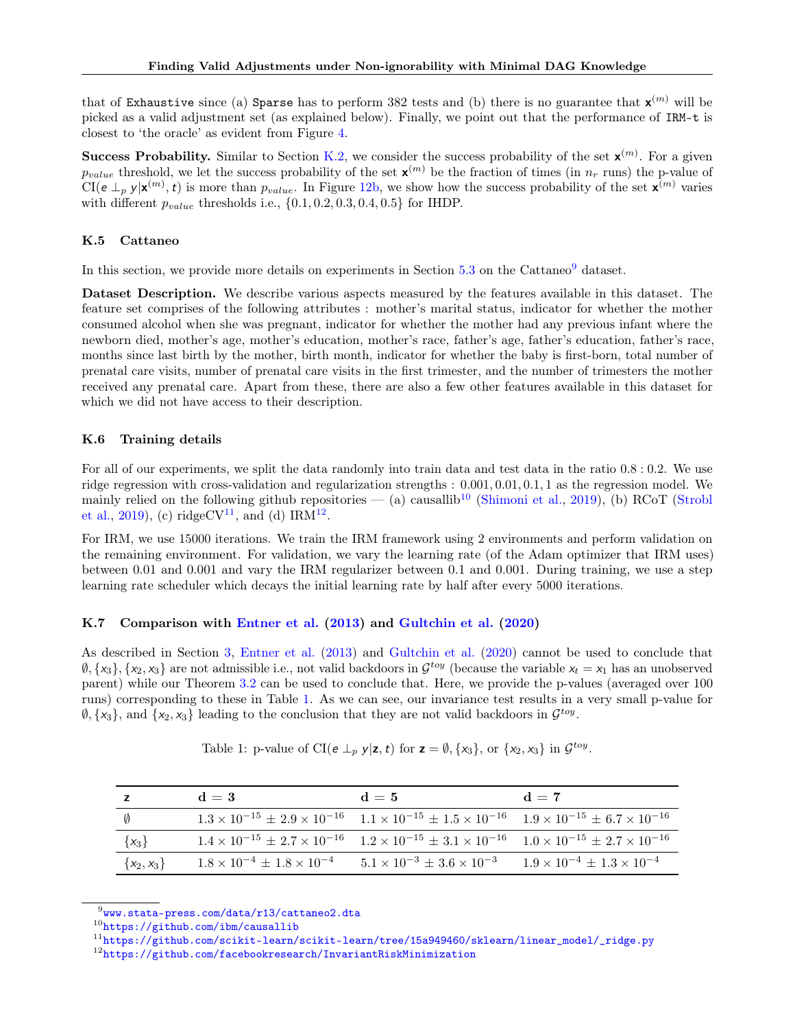that of `Exhaustive` since (a) `Sparse` has to perform 382 tests and (b) there is no guarantee that $\mathbf{x}^{(m)}$ will be picked as a valid adjustment set (as explained below). Finally, we point out that the performance of `IRM-t` is closest to 'the oracle' as evident from Figure 4.

**Success Probability.** Similar to Section K.2, we consider the success probability of the set $\mathbf{x}^{(m)}$. For a given $p_{value}$ threshold, we let the success probability of the set $\mathbf{x}^{(m)}$ be the fraction of times (in $n_r$ runs) the p-value of $\text{CI}(e \perp_p y | \mathbf{x}^{(m)}, t)$ is more than $p_{value}$. In Figure 12b, we show how the success probability of the set $\mathbf{x}^{(m)}$ varies with different $p_{value}$ thresholds i.e., $\{0.1, 0.2, 0.3, 0.4, 0.5\}$ for IHDP.

### K.5 Cattaneo

In this section, we provide more details on experiments in Section 5.3 on the Cattaneo[9] dataset.

**Dataset Description.** We describe various aspects measured by the features available in this dataset. The feature set comprises of the following attributes : mother's marital status, indicator for whether the mother consumed alcohol when she was pregnant, indicator for whether the mother had any previous infant where the newborn died, mother's age, mother's education, mother's race, father's age, father's education, father's race, months since last birth by the mother, birth month, indicator for whether the baby is first-born, total number of prenatal care visits, number of prenatal care visits in the first trimester, and the number of trimesters the mother received any prenatal care. Apart from these, there are also a few other features available in this dataset for which we did not have access to their description.

### K.6 Training details

For all of our experiments, we split the data randomly into train data and test data in the ratio 0.8 : 0.2. We use ridge regression with cross-validation and regularization strengths : 0.001, 0.01, 0.1, 1 as the regression model. We mainly relied on the following github repositories — (a) causallib[10] (Shimoni et al., 2019), (b) RCoT (Strobl et al., 2019), (c) ridgeCV[11], and (d) IRM[12].

For IRM, we use 15000 iterations. We train the IRM framework using 2 environments and perform validation on the remaining environment. For validation, we vary the learning rate (of the Adam optimizer that IRM uses) between 0.01 and 0.001 and vary the IRM regularizer between 0.1 and 0.001. During training, we use a step learning rate scheduler which decays the initial learning rate by half after every 5000 iterations.

### K.7 Comparison with Entner et al. (2013) and Gultchin et al. (2020)

As described in Section 3, Entner et al. (2013) and Gultchin et al. (2020) cannot be used to conclude that $\emptyset, \{x_3\}, \{x_2, x_3\}$ are not admissible i.e., not valid backdoors in $\mathcal{G}^{toy}$ (because the variable $x_t = x_1$ has an unobserved parent) while our Theorem 3.2 can be used to conclude that. Here, we provide the p-values (averaged over 100 runs) corresponding to these in Table 1. As we can see, our invariance test results in a very small p-value for $\emptyset, \{x_3\}$, and $\{x_2, x_3\}$ leading to the conclusion that they are not valid backdoors in $\mathcal{G}^{toy}$.

Table 1: p-value of $\text{CI}(e \perp_p y | \mathbf{z}, t)$ for $\mathbf{z} = \emptyset, \{x_3\}$, or $\{x_2, x_3\}$ in $\mathcal{G}^{toy}$.

| $\mathbf{z}$ | $\mathbf{d = 3}$ | $\mathbf{d = 5}$ | $\mathbf{d = 7}$ |
|---|---|---|---|
| $\emptyset$ | $1.3 \times 10^{-15} \pm 2.9 \times 10^{-16}$ | $1.1 \times 10^{-15} \pm 1.5 \times 10^{-16}$ | $1.9 \times 10^{-15} \pm 6.7 \times 10^{-16}$ |
| $\{x_3\}$ | $1.4 \times 10^{-15} \pm 2.7 \times 10^{-16}$ | $1.2 \times 10^{-15} \pm 3.1 \times 10^{-16}$ | $1.0 \times 10^{-15} \pm 2.7 \times 10^{-16}$ |
| $\{x_2, x_3\}$ | $1.8 \times 10^{-4} \pm 1.8 \times 10^{-4}$ | $5.1 \times 10^{-3} \pm 3.6 \times 10^{-3}$ | $1.9 \times 10^{-4} \pm 1.3 \times 10^{-4}$ |

[9] www.stata-press.com/data/r13/cattaneo2.dta

[10] https://github.com/ibm/causallib

[11] https://github.com/scikit-learn/scikit-learn/tree/15a949460/sklearn/linear_model/_ridge.py

[12] https://github.com/facebookresearch/InvariantRiskMinimization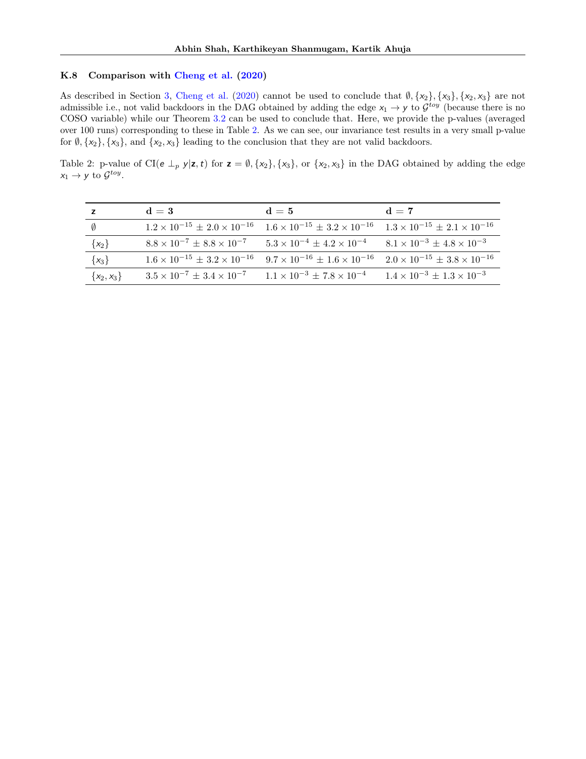### K.8 Comparison with Cheng et al. (2020)

As described in Section 3, Cheng et al. (2020) cannot be used to conclude that $\emptyset, \{x_2\}, \{x_3\}, \{x_2, x_3\}$ are not admissible i.e., not valid backdoors in the DAG obtained by adding the edge $x_1 \to y$ to $\mathcal{G}^{toy}$ (because there is no COSO variable) while our Theorem 3.2 can be used to conclude that. Here, we provide the p-values (averaged over 100 runs) corresponding to these in Table 2. As we can see, our invariance test results in a very small p-value for $\emptyset, \{x_2\}, \{x_3\}$, and $\{x_2, x_3\}$ leading to the conclusion that they are not valid backdoors.

Table 2: p-value of CI($e \perp_p y | \mathbf{z}, t$) for $\mathbf{z} = \emptyset, \{x_2\}, \{x_3\}$, or $\{x_2, x_3\}$ in the DAG obtained by adding the edge $x_1 \to y$ to $\mathcal{G}^{toy}$.

| **z** | **d = 3** | **d = 5** | **d = 7** |
|---|---|---|---|
| $\emptyset$ | $1.2 \times 10^{-15} \pm 2.0 \times 10^{-16}$ | $1.6 \times 10^{-15} \pm 3.2 \times 10^{-16}$ | $1.3 \times 10^{-15} \pm 2.1 \times 10^{-16}$ |
| $\{x_2\}$ | $8.8 \times 10^{-7} \pm 8.8 \times 10^{-7}$ | $5.3 \times 10^{-4} \pm 4.2 \times 10^{-4}$ | $8.1 \times 10^{-3} \pm 4.8 \times 10^{-3}$ |
| $\{x_3\}$ | $1.6 \times 10^{-15} \pm 3.2 \times 10^{-16}$ | $9.7 \times 10^{-16} \pm 1.6 \times 10^{-16}$ | $2.0 \times 10^{-15} \pm 3.8 \times 10^{-16}$ |
| $\{x_2, x_3\}$ | $3.5 \times 10^{-7} \pm 3.4 \times 10^{-7}$ | $1.1 \times 10^{-3} \pm 7.8 \times 10^{-4}$ | $1.4 \times 10^{-3} \pm 1.3 \times 10^{-3}$ |